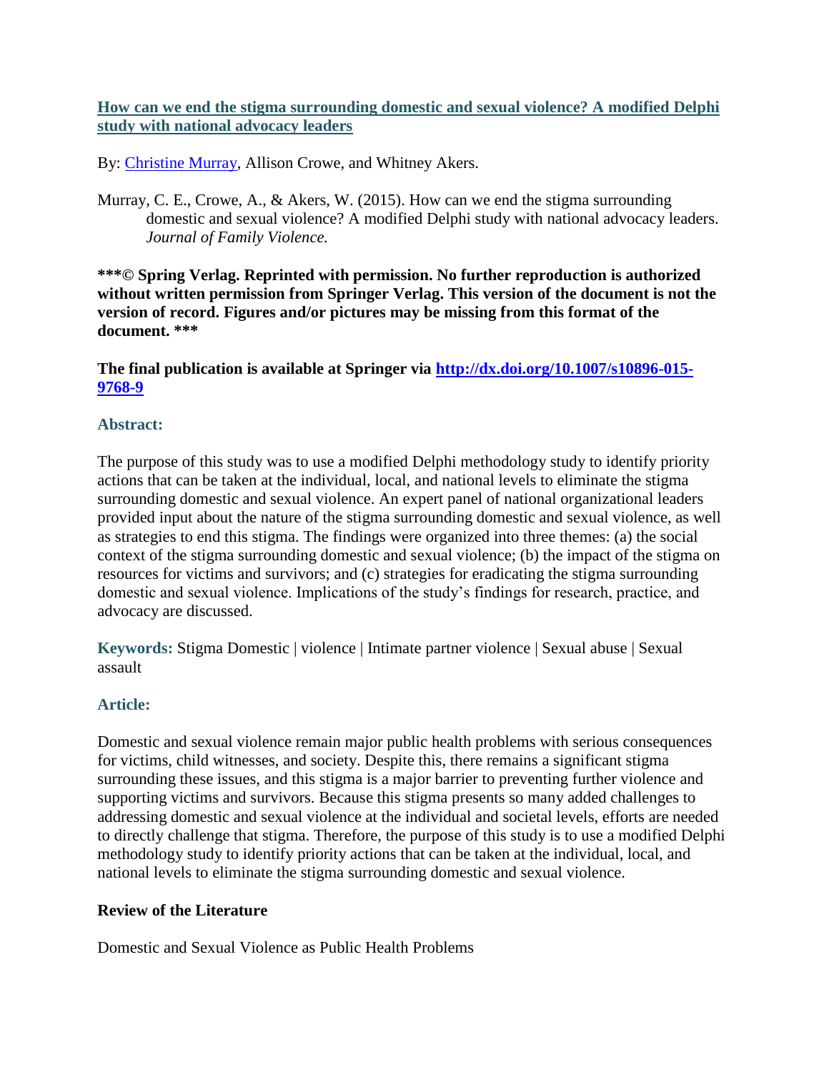**[How can we end the stigma surrounding domestic and sexual violence? A modified Delphi study with national advocacy leaders](#)**

By: [Christine Murray](#), Allison Crowe, and Whitney Akers.

Murray, C. E., Crowe, A., & Akers, W. (2015). How can we end the stigma surrounding domestic and sexual violence? A modified Delphi study with national advocacy leaders. *Journal of Family Violence.*

**\*\*\*© Spring Verlag. Reprinted with permission. No further reproduction is authorized without written permission from Springer Verlag. This version of the document is not the version of record. Figures and/or pictures may be missing from this format of the document. \*\*\***

**The final publication is available at Springer via [http://dx.doi.org/10.1007/s10896-015-9768-9](http://dx.doi.org/10.1007/s10896-015-9768-9)**

## Abstract:

The purpose of this study was to use a modified Delphi methodology study to identify priority actions that can be taken at the individual, local, and national levels to eliminate the stigma surrounding domestic and sexual violence. An expert panel of national organizational leaders provided input about the nature of the stigma surrounding domestic and sexual violence, as well as strategies to end this stigma. The findings were organized into three themes: (a) the social context of the stigma surrounding domestic and sexual violence; (b) the impact of the stigma on resources for victims and survivors; and (c) strategies for eradicating the stigma surrounding domestic and sexual violence. Implications of the study's findings for research, practice, and advocacy are discussed.

**Keywords:** Stigma Domestic | violence | Intimate partner violence | Sexual abuse | Sexual assault

## Article:

Domestic and sexual violence remain major public health problems with serious consequences for victims, child witnesses, and society. Despite this, there remains a significant stigma surrounding these issues, and this stigma is a major barrier to preventing further violence and supporting victims and survivors. Because this stigma presents so many added challenges to addressing domestic and sexual violence at the individual and societal levels, efforts are needed to directly challenge that stigma. Therefore, the purpose of this study is to use a modified Delphi methodology study to identify priority actions that can be taken at the individual, local, and national levels to eliminate the stigma surrounding domestic and sexual violence.

### Review of the Literature

Domestic and Sexual Violence as Public Health Problems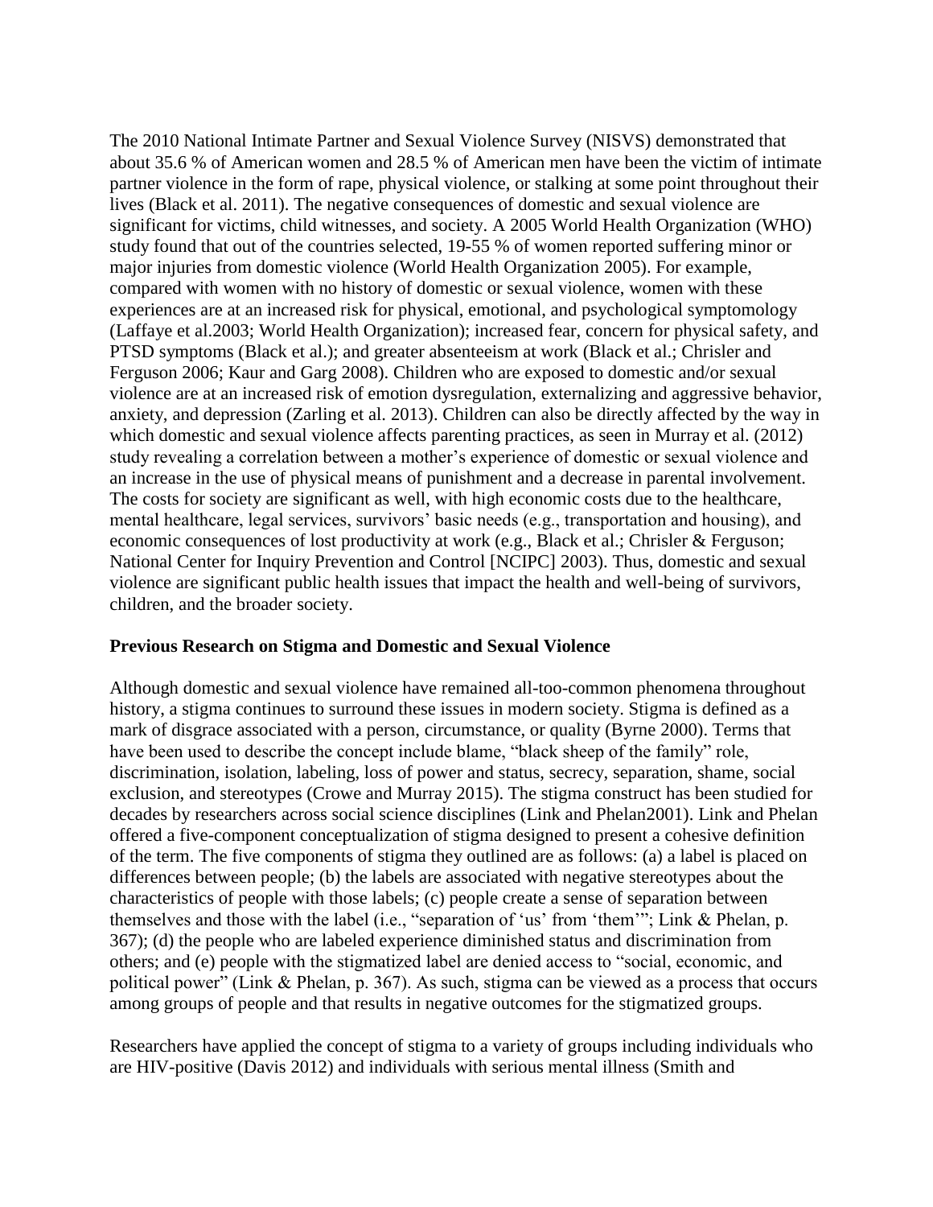The 2010 National Intimate Partner and Sexual Violence Survey (NISVS) demonstrated that about 35.6 % of American women and 28.5 % of American men have been the victim of intimate partner violence in the form of rape, physical violence, or stalking at some point throughout their lives (Black et al. 2011). The negative consequences of domestic and sexual violence are significant for victims, child witnesses, and society. A 2005 World Health Organization (WHO) study found that out of the countries selected, 19-55 % of women reported suffering minor or major injuries from domestic violence (World Health Organization 2005). For example, compared with women with no history of domestic or sexual violence, women with these experiences are at an increased risk for physical, emotional, and psychological symptomology (Laffaye et al.2003; World Health Organization); increased fear, concern for physical safety, and PTSD symptoms (Black et al.); and greater absenteeism at work (Black et al.; Chrisler and Ferguson 2006; Kaur and Garg 2008). Children who are exposed to domestic and/or sexual violence are at an increased risk of emotion dysregulation, externalizing and aggressive behavior, anxiety, and depression (Zarling et al. 2013). Children can also be directly affected by the way in which domestic and sexual violence affects parenting practices, as seen in Murray et al. (2012) study revealing a correlation between a mother's experience of domestic or sexual violence and an increase in the use of physical means of punishment and a decrease in parental involvement. The costs for society are significant as well, with high economic costs due to the healthcare, mental healthcare, legal services, survivors' basic needs (e.g., transportation and housing), and economic consequences of lost productivity at work (e.g., Black et al.; Chrisler & Ferguson; National Center for Inquiry Prevention and Control [NCIPC] 2003). Thus, domestic and sexual violence are significant public health issues that impact the health and well-being of survivors, children, and the broader society.

## Previous Research on Stigma and Domestic and Sexual Violence

Although domestic and sexual violence have remained all-too-common phenomena throughout history, a stigma continues to surround these issues in modern society. Stigma is defined as a mark of disgrace associated with a person, circumstance, or quality (Byrne 2000). Terms that have been used to describe the concept include blame, "black sheep of the family" role, discrimination, isolation, labeling, loss of power and status, secrecy, separation, shame, social exclusion, and stereotypes (Crowe and Murray 2015). The stigma construct has been studied for decades by researchers across social science disciplines (Link and Phelan2001). Link and Phelan offered a five-component conceptualization of stigma designed to present a cohesive definition of the term. The five components of stigma they outlined are as follows: (a) a label is placed on differences between people; (b) the labels are associated with negative stereotypes about the characteristics of people with those labels; (c) people create a sense of separation between themselves and those with the label (i.e., "separation of 'us' from 'them'"; Link & Phelan, p. 367); (d) the people who are labeled experience diminished status and discrimination from others; and (e) people with the stigmatized label are denied access to "social, economic, and political power" (Link & Phelan, p. 367). As such, stigma can be viewed as a process that occurs among groups of people and that results in negative outcomes for the stigmatized groups.

Researchers have applied the concept of stigma to a variety of groups including individuals who are HIV-positive (Davis 2012) and individuals with serious mental illness (Smith and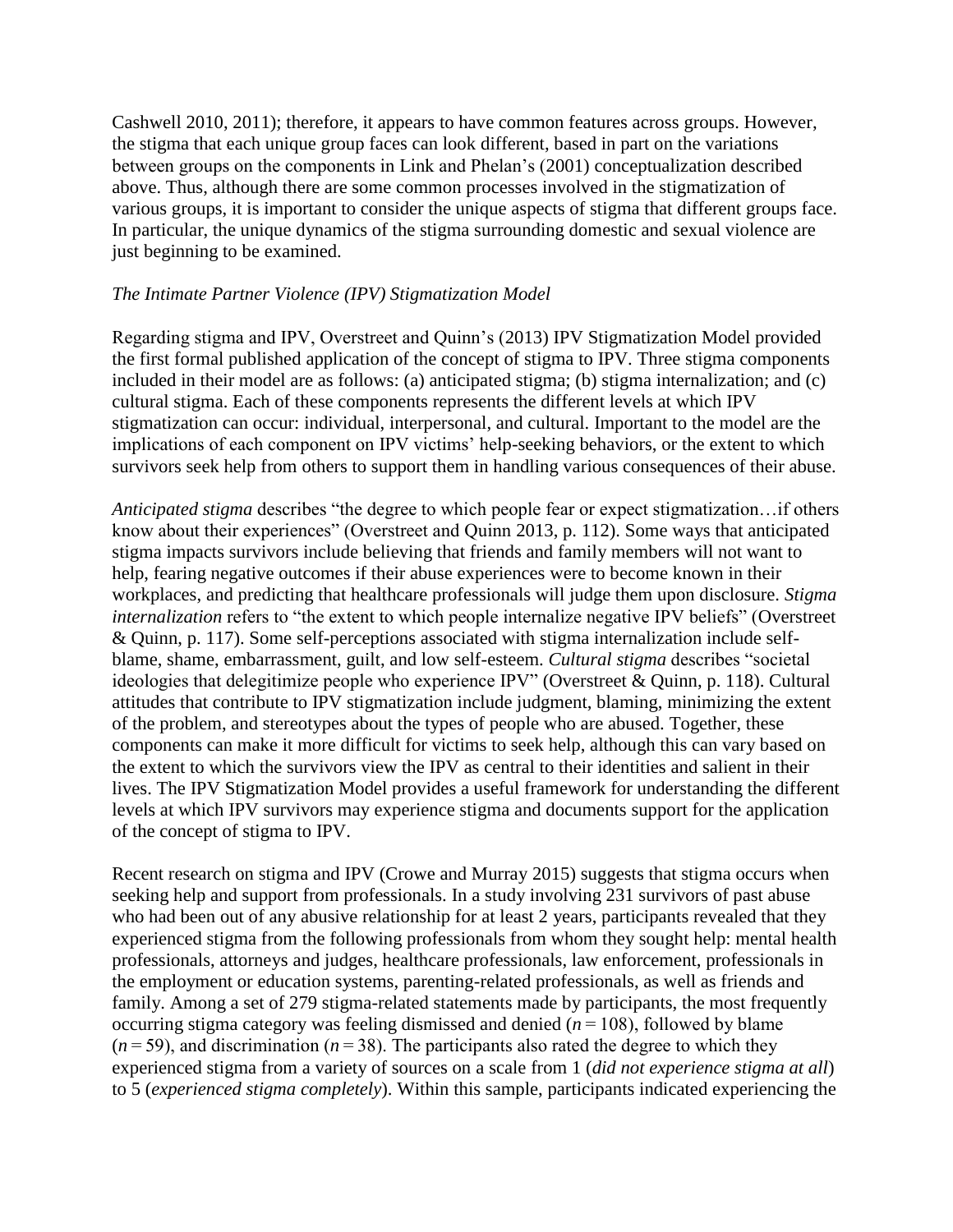Cashwell 2010, 2011); therefore, it appears to have common features across groups. However, the stigma that each unique group faces can look different, based in part on the variations between groups on the components in Link and Phelan's (2001) conceptualization described above. Thus, although there are some common processes involved in the stigmatization of various groups, it is important to consider the unique aspects of stigma that different groups face. In particular, the unique dynamics of the stigma surrounding domestic and sexual violence are just beginning to be examined.

*The Intimate Partner Violence (IPV) Stigmatization Model*

Regarding stigma and IPV, Overstreet and Quinn's (2013) IPV Stigmatization Model provided the first formal published application of the concept of stigma to IPV. Three stigma components included in their model are as follows: (a) anticipated stigma; (b) stigma internalization; and (c) cultural stigma. Each of these components represents the different levels at which IPV stigmatization can occur: individual, interpersonal, and cultural. Important to the model are the implications of each component on IPV victims' help-seeking behaviors, or the extent to which survivors seek help from others to support them in handling various consequences of their abuse.

*Anticipated stigma* describes "the degree to which people fear or expect stigmatization…if others know about their experiences" (Overstreet and Quinn 2013, p. 112). Some ways that anticipated stigma impacts survivors include believing that friends and family members will not want to help, fearing negative outcomes if their abuse experiences were to become known in their workplaces, and predicting that healthcare professionals will judge them upon disclosure. *Stigma internalization* refers to "the extent to which people internalize negative IPV beliefs" (Overstreet & Quinn, p. 117). Some self-perceptions associated with stigma internalization include self-blame, shame, embarrassment, guilt, and low self-esteem. *Cultural stigma* describes "societal ideologies that delegitimize people who experience IPV" (Overstreet & Quinn, p. 118). Cultural attitudes that contribute to IPV stigmatization include judgment, blaming, minimizing the extent of the problem, and stereotypes about the types of people who are abused. Together, these components can make it more difficult for victims to seek help, although this can vary based on the extent to which the survivors view the IPV as central to their identities and salient in their lives. The IPV Stigmatization Model provides a useful framework for understanding the different levels at which IPV survivors may experience stigma and documents support for the application of the concept of stigma to IPV.

Recent research on stigma and IPV (Crowe and Murray 2015) suggests that stigma occurs when seeking help and support from professionals. In a study involving 231 survivors of past abuse who had been out of any abusive relationship for at least 2 years, participants revealed that they experienced stigma from the following professionals from whom they sought help: mental health professionals, attorneys and judges, healthcare professionals, law enforcement, professionals in the employment or education systems, parenting-related professionals, as well as friends and family. Among a set of 279 stigma-related statements made by participants, the most frequently occurring stigma category was feeling dismissed and denied ($n = 108$), followed by blame ($n = 59$), and discrimination ($n = 38$). The participants also rated the degree to which they experienced stigma from a variety of sources on a scale from 1 (*did not experience stigma at all*) to 5 (*experienced stigma completely*). Within this sample, participants indicated experiencing the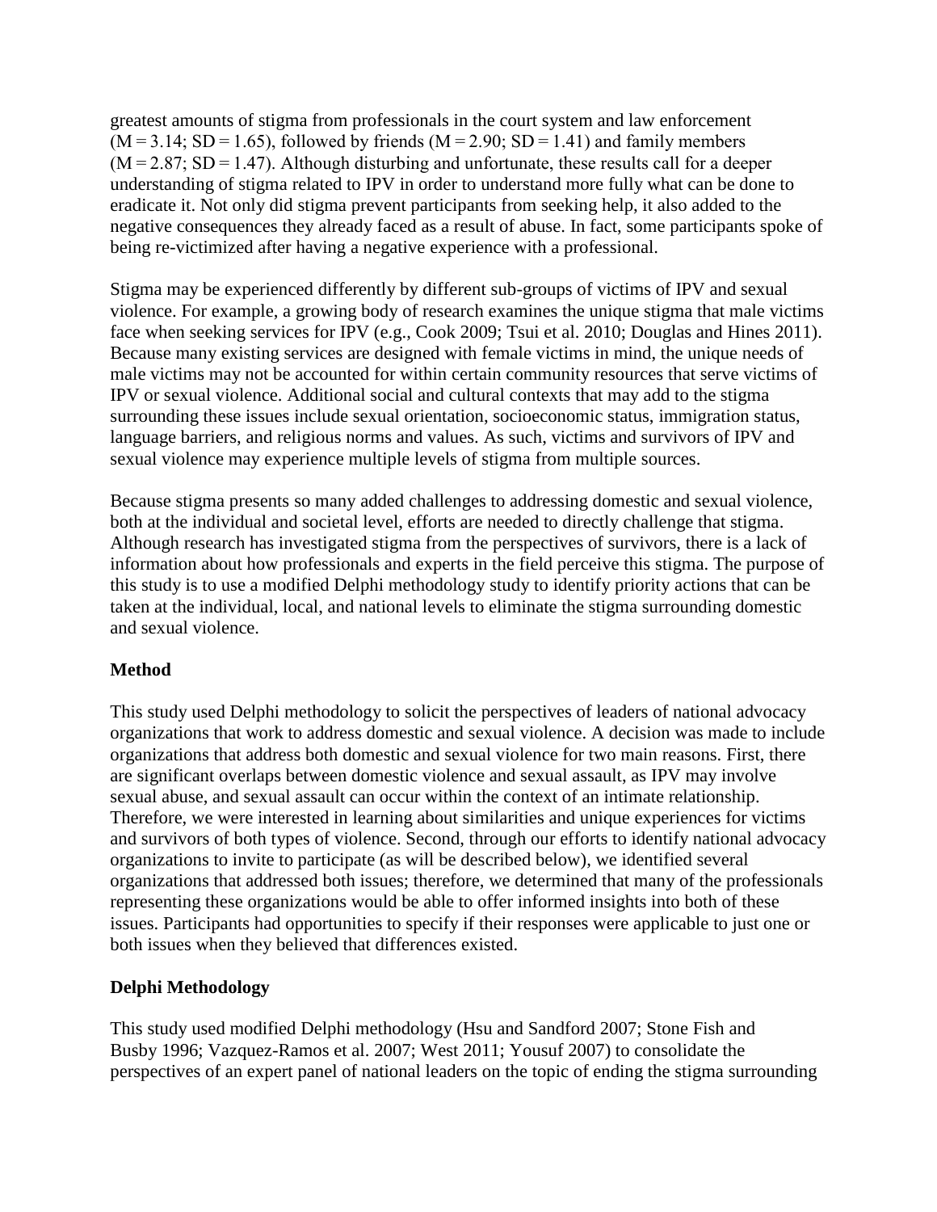greatest amounts of stigma from professionals in the court system and law enforcement ($M = 3.14$; $SD = 1.65$), followed by friends ($M = 2.90$; $SD = 1.41$) and family members ($M = 2.87$; $SD = 1.47$). Although disturbing and unfortunate, these results call for a deeper understanding of stigma related to IPV in order to understand more fully what can be done to eradicate it. Not only did stigma prevent participants from seeking help, it also added to the negative consequences they already faced as a result of abuse. In fact, some participants spoke of being re-victimized after having a negative experience with a professional.

Stigma may be experienced differently by different sub-groups of victims of IPV and sexual violence. For example, a growing body of research examines the unique stigma that male victims face when seeking services for IPV (e.g., Cook 2009; Tsui et al. 2010; Douglas and Hines 2011). Because many existing services are designed with female victims in mind, the unique needs of male victims may not be accounted for within certain community resources that serve victims of IPV or sexual violence. Additional social and cultural contexts that may add to the stigma surrounding these issues include sexual orientation, socioeconomic status, immigration status, language barriers, and religious norms and values. As such, victims and survivors of IPV and sexual violence may experience multiple levels of stigma from multiple sources.

Because stigma presents so many added challenges to addressing domestic and sexual violence, both at the individual and societal level, efforts are needed to directly challenge that stigma. Although research has investigated stigma from the perspectives of survivors, there is a lack of information about how professionals and experts in the field perceive this stigma. The purpose of this study is to use a modified Delphi methodology study to identify priority actions that can be taken at the individual, local, and national levels to eliminate the stigma surrounding domestic and sexual violence.

## Method

This study used Delphi methodology to solicit the perspectives of leaders of national advocacy organizations that work to address domestic and sexual violence. A decision was made to include organizations that address both domestic and sexual violence for two main reasons. First, there are significant overlaps between domestic violence and sexual assault, as IPV may involve sexual abuse, and sexual assault can occur within the context of an intimate relationship. Therefore, we were interested in learning about similarities and unique experiences for victims and survivors of both types of violence. Second, through our efforts to identify national advocacy organizations to invite to participate (as will be described below), we identified several organizations that addressed both issues; therefore, we determined that many of the professionals representing these organizations would be able to offer informed insights into both of these issues. Participants had opportunities to specify if their responses were applicable to just one or both issues when they believed that differences existed.

### Delphi Methodology

This study used modified Delphi methodology (Hsu and Sandford 2007; Stone Fish and Busby 1996; Vazquez-Ramos et al. 2007; West 2011; Yousuf 2007) to consolidate the perspectives of an expert panel of national leaders on the topic of ending the stigma surrounding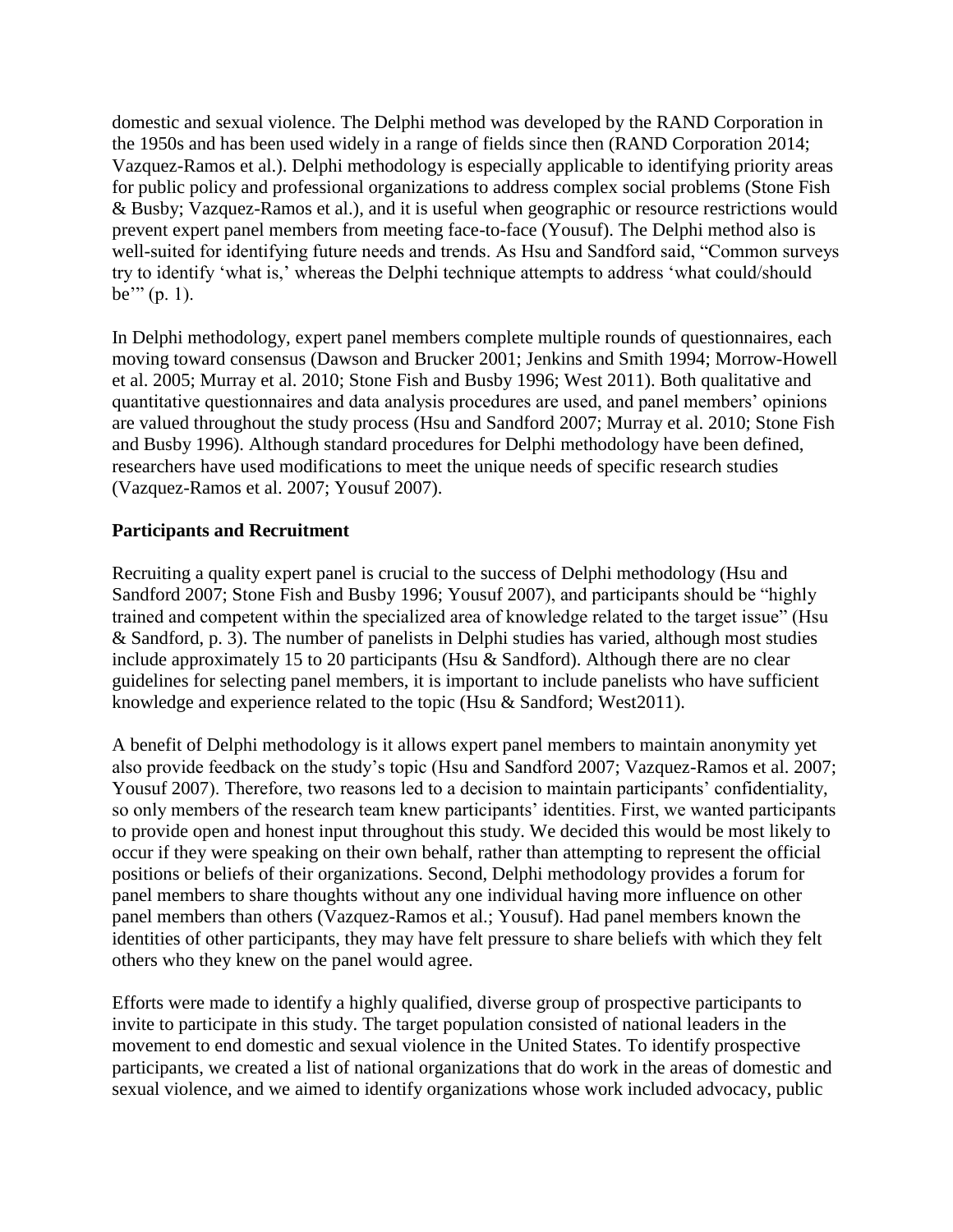domestic and sexual violence. The Delphi method was developed by the RAND Corporation in the 1950s and has been used widely in a range of fields since then (RAND Corporation 2014; Vazquez-Ramos et al.). Delphi methodology is especially applicable to identifying priority areas for public policy and professional organizations to address complex social problems (Stone Fish & Busby; Vazquez-Ramos et al.), and it is useful when geographic or resource restrictions would prevent expert panel members from meeting face-to-face (Yousuf). The Delphi method also is well-suited for identifying future needs and trends. As Hsu and Sandford said, "Common surveys try to identify 'what is,' whereas the Delphi technique attempts to address 'what could/should be'" (p. 1).

In Delphi methodology, expert panel members complete multiple rounds of questionnaires, each moving toward consensus (Dawson and Brucker 2001; Jenkins and Smith 1994; Morrow-Howell et al. 2005; Murray et al. 2010; Stone Fish and Busby 1996; West 2011). Both qualitative and quantitative questionnaires and data analysis procedures are used, and panel members' opinions are valued throughout the study process (Hsu and Sandford 2007; Murray et al. 2010; Stone Fish and Busby 1996). Although standard procedures for Delphi methodology have been defined, researchers have used modifications to meet the unique needs of specific research studies (Vazquez-Ramos et al. 2007; Yousuf 2007).

**Participants and Recruitment**

Recruiting a quality expert panel is crucial to the success of Delphi methodology (Hsu and Sandford 2007; Stone Fish and Busby 1996; Yousuf 2007), and participants should be "highly trained and competent within the specialized area of knowledge related to the target issue" (Hsu & Sandford, p. 3). The number of panelists in Delphi studies has varied, although most studies include approximately 15 to 20 participants (Hsu & Sandford). Although there are no clear guidelines for selecting panel members, it is important to include panelists who have sufficient knowledge and experience related to the topic (Hsu & Sandford; West2011).

A benefit of Delphi methodology is it allows expert panel members to maintain anonymity yet also provide feedback on the study's topic (Hsu and Sandford 2007; Vazquez-Ramos et al. 2007; Yousuf 2007). Therefore, two reasons led to a decision to maintain participants' confidentiality, so only members of the research team knew participants' identities. First, we wanted participants to provide open and honest input throughout this study. We decided this would be most likely to occur if they were speaking on their own behalf, rather than attempting to represent the official positions or beliefs of their organizations. Second, Delphi methodology provides a forum for panel members to share thoughts without any one individual having more influence on other panel members than others (Vazquez-Ramos et al.; Yousuf). Had panel members known the identities of other participants, they may have felt pressure to share beliefs with which they felt others who they knew on the panel would agree.

Efforts were made to identify a highly qualified, diverse group of prospective participants to invite to participate in this study. The target population consisted of national leaders in the movement to end domestic and sexual violence in the United States. To identify prospective participants, we created a list of national organizations that do work in the areas of domestic and sexual violence, and we aimed to identify organizations whose work included advocacy, public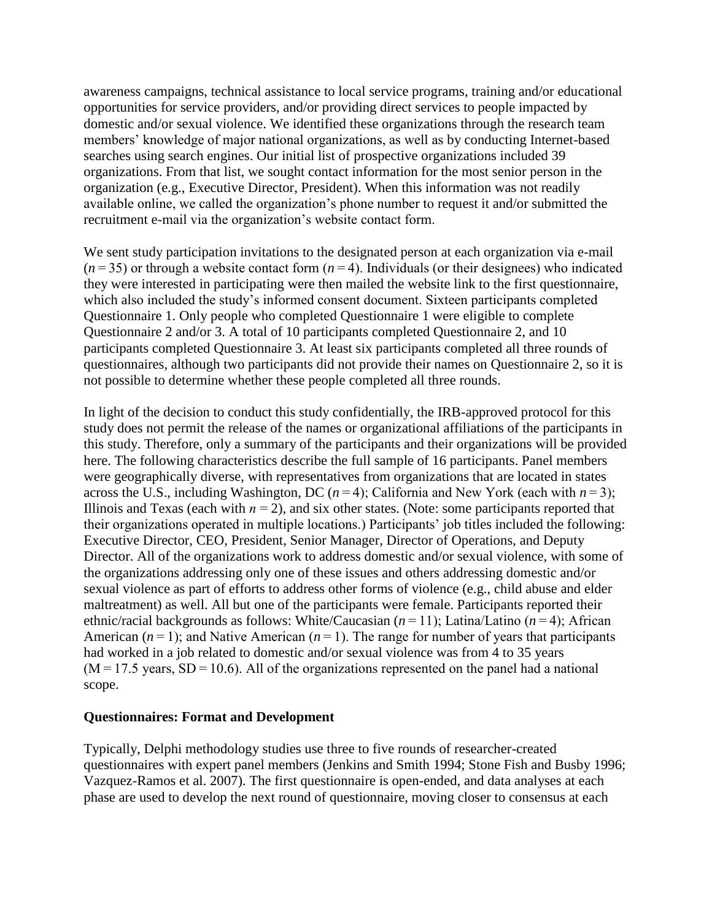awareness campaigns, technical assistance to local service programs, training and/or educational opportunities for service providers, and/or providing direct services to people impacted by domestic and/or sexual violence. We identified these organizations through the research team members' knowledge of major national organizations, as well as by conducting Internet-based searches using search engines. Our initial list of prospective organizations included 39 organizations. From that list, we sought contact information for the most senior person in the organization (e.g., Executive Director, President). When this information was not readily available online, we called the organization's phone number to request it and/or submitted the recruitment e-mail via the organization's website contact form.

We sent study participation invitations to the designated person at each organization via e-mail ($n = 35$) or through a website contact form ($n = 4$). Individuals (or their designees) who indicated they were interested in participating were then mailed the website link to the first questionnaire, which also included the study's informed consent document. Sixteen participants completed Questionnaire 1. Only people who completed Questionnaire 1 were eligible to complete Questionnaire 2 and/or 3. A total of 10 participants completed Questionnaire 2, and 10 participants completed Questionnaire 3. At least six participants completed all three rounds of questionnaires, although two participants did not provide their names on Questionnaire 2, so it is not possible to determine whether these people completed all three rounds.

In light of the decision to conduct this study confidentially, the IRB-approved protocol for this study does not permit the release of the names or organizational affiliations of the participants in this study. Therefore, only a summary of the participants and their organizations will be provided here. The following characteristics describe the full sample of 16 participants. Panel members were geographically diverse, with representatives from organizations that are located in states across the U.S., including Washington, DC ($n = 4$); California and New York (each with $n = 3$); Illinois and Texas (each with $n = 2$), and six other states. (Note: some participants reported that their organizations operated in multiple locations.) Participants' job titles included the following: Executive Director, CEO, President, Senior Manager, Director of Operations, and Deputy Director. All of the organizations work to address domestic and/or sexual violence, with some of the organizations addressing only one of these issues and others addressing domestic and/or sexual violence as part of efforts to address other forms of violence (e.g., child abuse and elder maltreatment) as well. All but one of the participants were female. Participants reported their ethnic/racial backgrounds as follows: White/Caucasian ($n = 11$); Latina/Latino ($n = 4$); African American ($n = 1$); and Native American ($n = 1$). The range for number of years that participants had worked in a job related to domestic and/or sexual violence was from 4 to 35 years ($M = 17.5$ years, $SD = 10.6$). All of the organizations represented on the panel had a national scope.

**Questionnaires: Format and Development**

Typically, Delphi methodology studies use three to five rounds of researcher-created questionnaires with expert panel members (Jenkins and Smith 1994; Stone Fish and Busby 1996; Vazquez-Ramos et al. 2007). The first questionnaire is open-ended, and data analyses at each phase are used to develop the next round of questionnaire, moving closer to consensus at each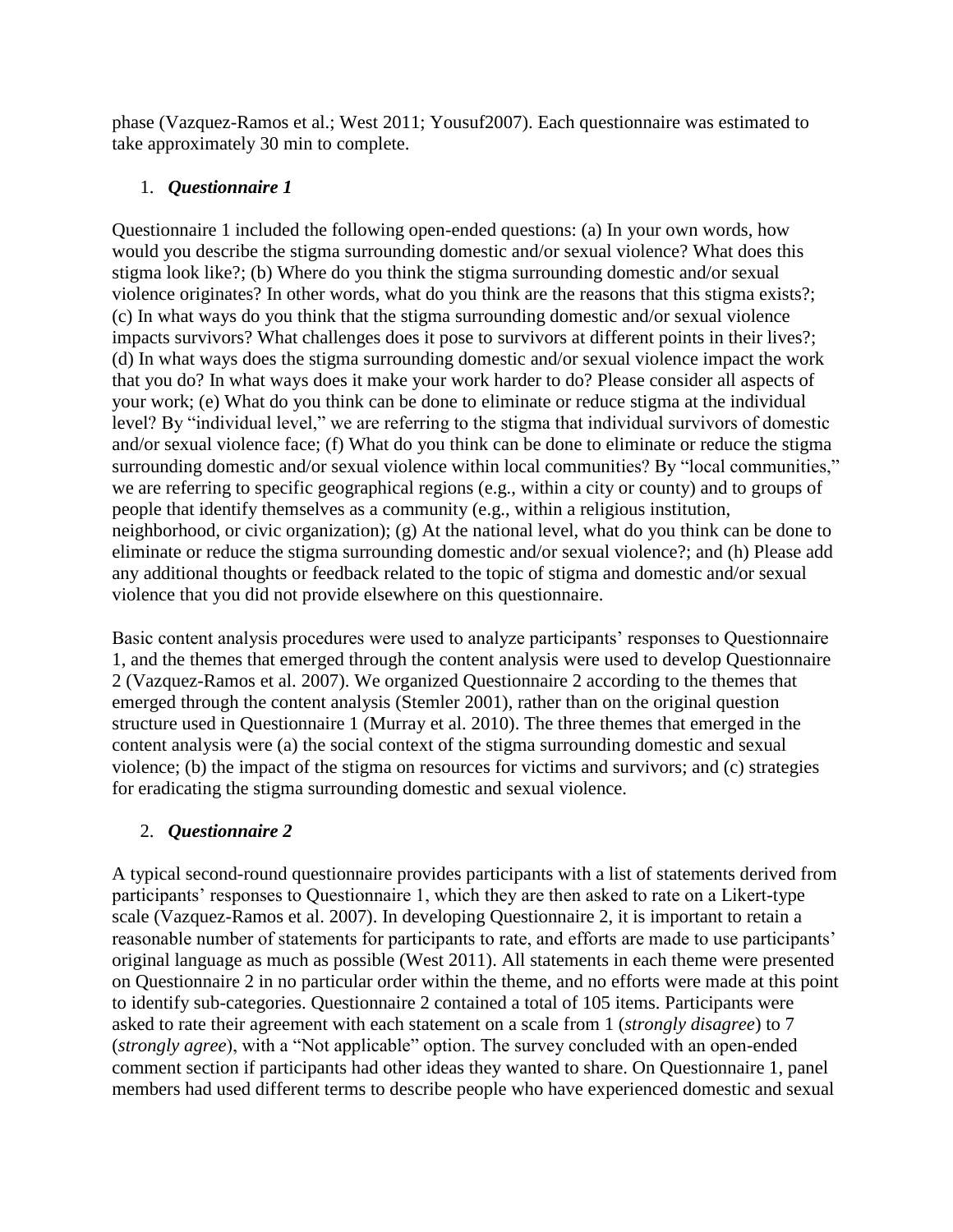phase (Vazquez-Ramos et al.; West 2011; Yousuf2007). Each questionnaire was estimated to take approximately 30 min to complete.

1. ***Questionnaire 1***

Questionnaire 1 included the following open-ended questions: (a) In your own words, how would you describe the stigma surrounding domestic and/or sexual violence? What does this stigma look like?; (b) Where do you think the stigma surrounding domestic and/or sexual violence originates? In other words, what do you think are the reasons that this stigma exists?; (c) In what ways do you think that the stigma surrounding domestic and/or sexual violence impacts survivors? What challenges does it pose to survivors at different points in their lives?; (d) In what ways does the stigma surrounding domestic and/or sexual violence impact the work that you do? In what ways does it make your work harder to do? Please consider all aspects of your work; (e) What do you think can be done to eliminate or reduce stigma at the individual level? By "individual level," we are referring to the stigma that individual survivors of domestic and/or sexual violence face; (f) What do you think can be done to eliminate or reduce the stigma surrounding domestic and/or sexual violence within local communities? By "local communities," we are referring to specific geographical regions (e.g., within a city or county) and to groups of people that identify themselves as a community (e.g., within a religious institution, neighborhood, or civic organization); (g) At the national level, what do you think can be done to eliminate or reduce the stigma surrounding domestic and/or sexual violence?; and (h) Please add any additional thoughts or feedback related to the topic of stigma and domestic and/or sexual violence that you did not provide elsewhere on this questionnaire.

Basic content analysis procedures were used to analyze participants' responses to Questionnaire 1, and the themes that emerged through the content analysis were used to develop Questionnaire 2 (Vazquez-Ramos et al. 2007). We organized Questionnaire 2 according to the themes that emerged through the content analysis (Stemler 2001), rather than on the original question structure used in Questionnaire 1 (Murray et al. 2010). The three themes that emerged in the content analysis were (a) the social context of the stigma surrounding domestic and sexual violence; (b) the impact of the stigma on resources for victims and survivors; and (c) strategies for eradicating the stigma surrounding domestic and sexual violence.

2. ***Questionnaire 2***

A typical second-round questionnaire provides participants with a list of statements derived from participants' responses to Questionnaire 1, which they are then asked to rate on a Likert-type scale (Vazquez-Ramos et al. 2007). In developing Questionnaire 2, it is important to retain a reasonable number of statements for participants to rate, and efforts are made to use participants' original language as much as possible (West 2011). All statements in each theme were presented on Questionnaire 2 in no particular order within the theme, and no efforts were made at this point to identify sub-categories. Questionnaire 2 contained a total of 105 items. Participants were asked to rate their agreement with each statement on a scale from 1 (*strongly disagree*) to 7 (*strongly agree*), with a "Not applicable" option. The survey concluded with an open-ended comment section if participants had other ideas they wanted to share. On Questionnaire 1, panel members had used different terms to describe people who have experienced domestic and sexual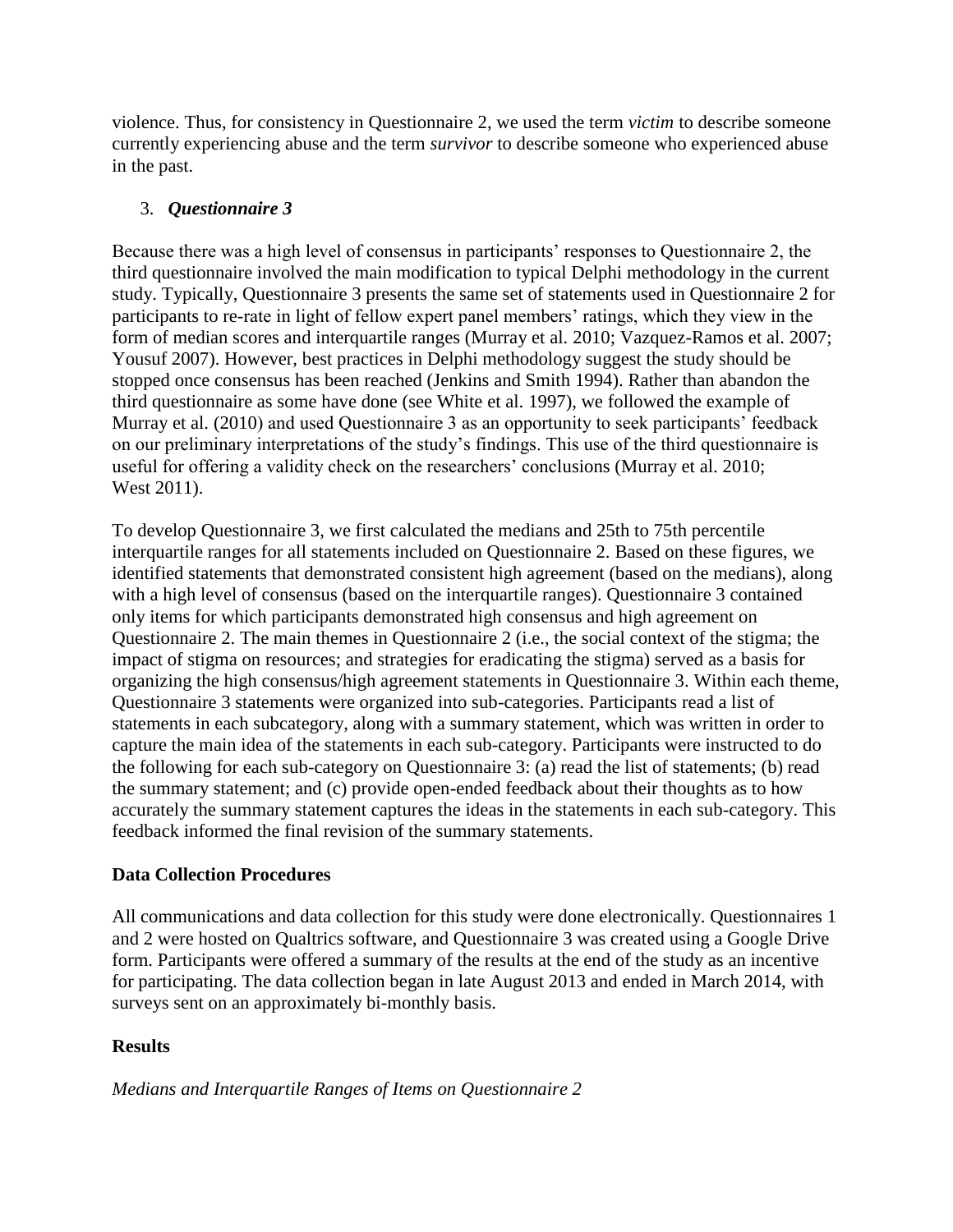violence. Thus, for consistency in Questionnaire 2, we used the term *victim* to describe someone currently experiencing abuse and the term *survivor* to describe someone who experienced abuse in the past.

3. ***Questionnaire 3***

Because there was a high level of consensus in participants' responses to Questionnaire 2, the third questionnaire involved the main modification to typical Delphi methodology in the current study. Typically, Questionnaire 3 presents the same set of statements used in Questionnaire 2 for participants to re-rate in light of fellow expert panel members' ratings, which they view in the form of median scores and interquartile ranges (Murray et al. 2010; Vazquez-Ramos et al. 2007; Yousuf 2007). However, best practices in Delphi methodology suggest the study should be stopped once consensus has been reached (Jenkins and Smith 1994). Rather than abandon the third questionnaire as some have done (see White et al. 1997), we followed the example of Murray et al. (2010) and used Questionnaire 3 as an opportunity to seek participants' feedback on our preliminary interpretations of the study's findings. This use of the third questionnaire is useful for offering a validity check on the researchers' conclusions (Murray et al. 2010; West 2011).

To develop Questionnaire 3, we first calculated the medians and 25th to 75th percentile interquartile ranges for all statements included on Questionnaire 2. Based on these figures, we identified statements that demonstrated consistent high agreement (based on the medians), along with a high level of consensus (based on the interquartile ranges). Questionnaire 3 contained only items for which participants demonstrated high consensus and high agreement on Questionnaire 2. The main themes in Questionnaire 2 (i.e., the social context of the stigma; the impact of stigma on resources; and strategies for eradicating the stigma) served as a basis for organizing the high consensus/high agreement statements in Questionnaire 3. Within each theme, Questionnaire 3 statements were organized into sub-categories. Participants read a list of statements in each subcategory, along with a summary statement, which was written in order to capture the main idea of the statements in each sub-category. Participants were instructed to do the following for each sub-category on Questionnaire 3: (a) read the list of statements; (b) read the summary statement; and (c) provide open-ended feedback about their thoughts as to how accurately the summary statement captures the ideas in the statements in each sub-category. This feedback informed the final revision of the summary statements.

**Data Collection Procedures**

All communications and data collection for this study were done electronically. Questionnaires 1 and 2 were hosted on Qualtrics software, and Questionnaire 3 was created using a Google Drive form. Participants were offered a summary of the results at the end of the study as an incentive for participating. The data collection began in late August 2013 and ended in March 2014, with surveys sent on an approximately bi-monthly basis.

**Results**

*Medians and Interquartile Ranges of Items on Questionnaire 2*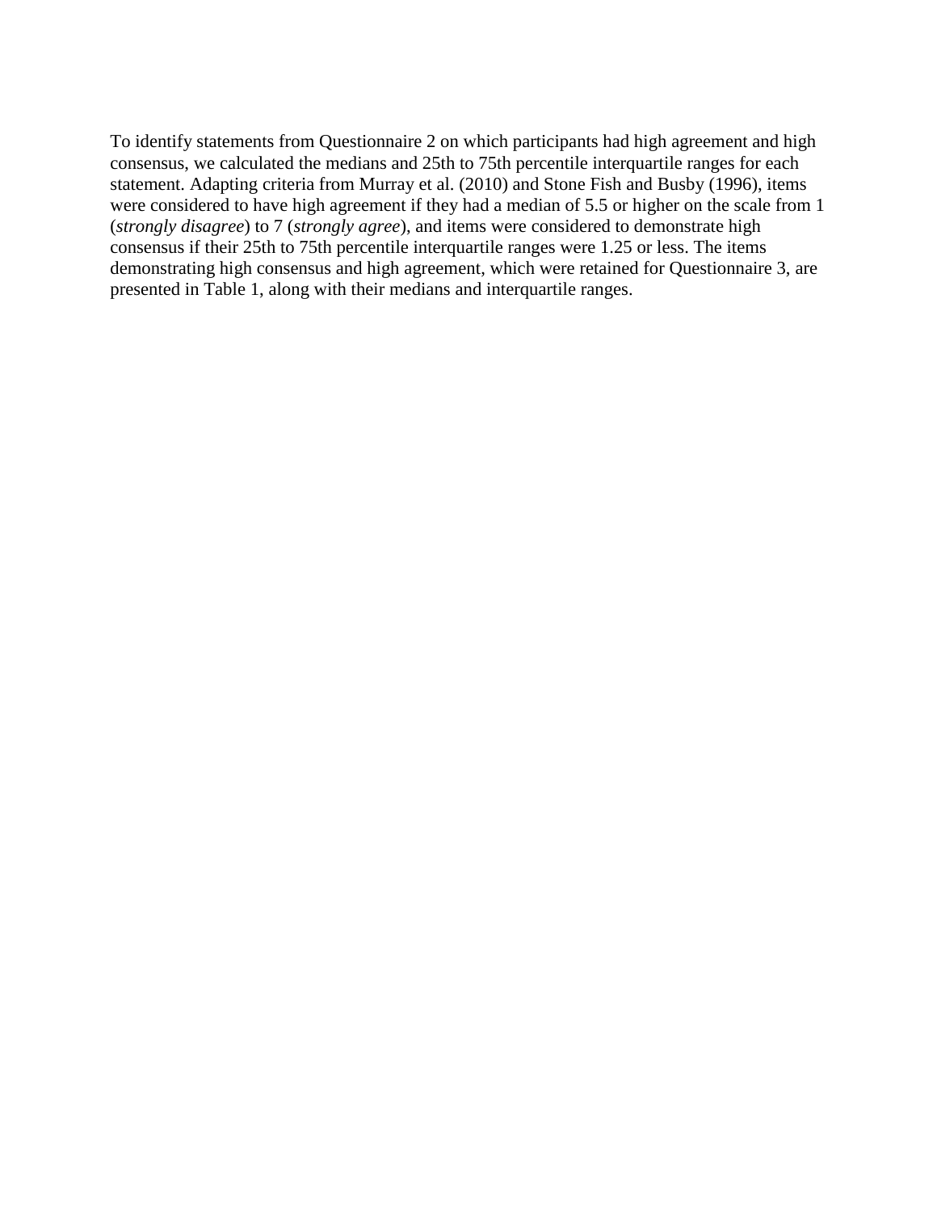To identify statements from Questionnaire 2 on which participants had high agreement and high consensus, we calculated the medians and 25th to 75th percentile interquartile ranges for each statement. Adapting criteria from Murray et al. (2010) and Stone Fish and Busby (1996), items were considered to have high agreement if they had a median of 5.5 or higher on the scale from 1 (*strongly disagree*) to 7 (*strongly agree*), and items were considered to demonstrate high consensus if their 25th to 75th percentile interquartile ranges were 1.25 or less. The items demonstrating high consensus and high agreement, which were retained for Questionnaire 3, are presented in Table 1, along with their medians and interquartile ranges.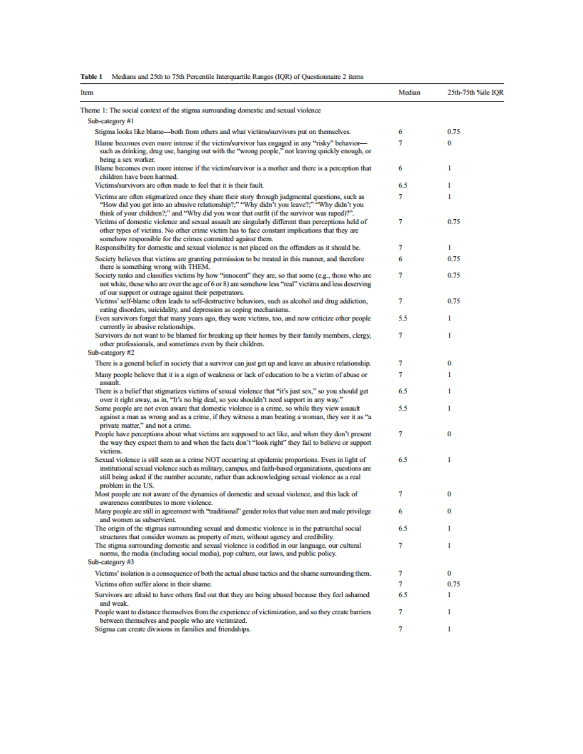**Table 1** Medians and 25th to 75th Percentile Interquartile Ranges (IQR) of Questionnaire 2 items

| Item | Median | 25th-75th %ile IQR |
|---|---|---|
| Theme 1: The social context of the stigma surrounding domestic and sexual violence | | |
| Sub-category #1 | | |
| Stigma looks like blame—both from others and what victims/survivors put on themselves. | 6 | 0.75 |
| Blame becomes even more intense if the victim/survivor has engaged in any "risky" behavior—such as drinking, drug use, hanging out with the "wrong people," not leaving quickly enough, or being a sex worker. | 7 | 0 |
| Blame becomes even more intense if the victim/survivor is a mother and there is a perception that children have been harmed. | 6 | 1 |
| Victims/survivors are often made to feel that it is their fault. | 6.5 | 1 |
| Victims are often stigmatized once they share their story through judgmental questions, such as "How did you get into an abusive relationship?;" "Why didn't you leave?;" "Why didn't you think of your children?;" and "Why did you wear that outfit (if the survivor was raped)?". | 7 | 1 |
| Victims of domestic violence and sexual assault are singularly different than perceptions held of other types of victims. No other crime victim has to face constant implications that they are somehow responsible for the crimes committed against them. | 7 | 0.75 |
| Responsibility for domestic and sexual violence is not placed on the offenders as it should be. | 7 | 1 |
| Society believes that victims are granting permission to be treated in this manner, and therefore there is something wrong with THEM. | 6 | 0.75 |
| Society ranks and classifies victims by how "innocent" they are, so that some (e.g., those who are not white, those who are over the age of 6 or 8) are somehow less "real" victims and less deserving of our support or outrage against their perpetrators. | 7 | 0.75 |
| Victims' self-blame often leads to self-destructive behaviors, such as alcohol and drug addiction, eating disorders, suicidality, and depression as coping mechanisms. | 7 | 0.75 |
| Even survivors forget that many years ago, they were victims, too, and now criticize other people currently in abusive relationships. | 5.5 | 1 |
| Survivors do not want to be blamed for breaking up their homes by their family members, clergy, other professionals, and sometimes even by their children. | 7 | 1 |
| Sub-category #2 | | |
| There is a general belief in society that a survivor can just get up and leave an abusive relationship. | 7 | 0 |
| Many people believe that it is a sign of weakness or lack of education to be a victim of abuse or assault. | 7 | 1 |
| There is a belief that stigmatizes victims of sexual violence that "it's just sex," so you should get over it right away, as in, "It's no big deal, so you shouldn't need support in any way." | 6.5 | 1 |
| Some people are not even aware that domestic violence is a crime, so while they view assault against a man as wrong and as a crime, if they witness a man beating a woman, they see it as "a private matter," and not a crime. | 5.5 | 1 |
| People have perceptions about what victims are supposed to act like, and when they don't present the way they expect them to and when the facts don't "look right" they fail to believe or support victims. | 7 | 0 |
| Sexual violence is still seen as a crime NOT occurring at epidemic proportions. Even in light of institutional sexual violence such as military, campus, and faith-based organizations, questions are still being asked if the number accurate, rather than acknowledging sexual violence as a real problem in the US. | 6.5 | 1 |
| Most people are not aware of the dynamics of domestic and sexual violence, and this lack of awareness contributes to more violence. | 7 | 0 |
| Many people are still in agreement with "traditional" gender roles that value men and male privilege and women as subservient. | 6 | 0 |
| The origin of the stigmas surrounding sexual and domestic violence is in the patriarchal social structures that consider women as property of men, without agency and credibility. | 6.5 | 1 |
| The stigma surrounding domestic and sexual violence is codified in our language, our cultural norms, the media (including social media), pop culture, our laws, and public policy. | 7 | 1 |
| Sub-category #3 | | |
| Victims' isolation is a consequence of both the actual abuse tactics and the shame surrounding them. | 7 | 0 |
| Victims often suffer alone in their shame. | 7 | 0.75 |
| Survivors are afraid to have others find out that they are being abused because they feel ashamed and weak. | 6.5 | 1 |
| People want to distance themselves from the experience of victimization, and so they create barriers between themselves and people who are victimized. | 7 | 1 |
| Stigma can create divisions in families and friendships. | 7 | 1 |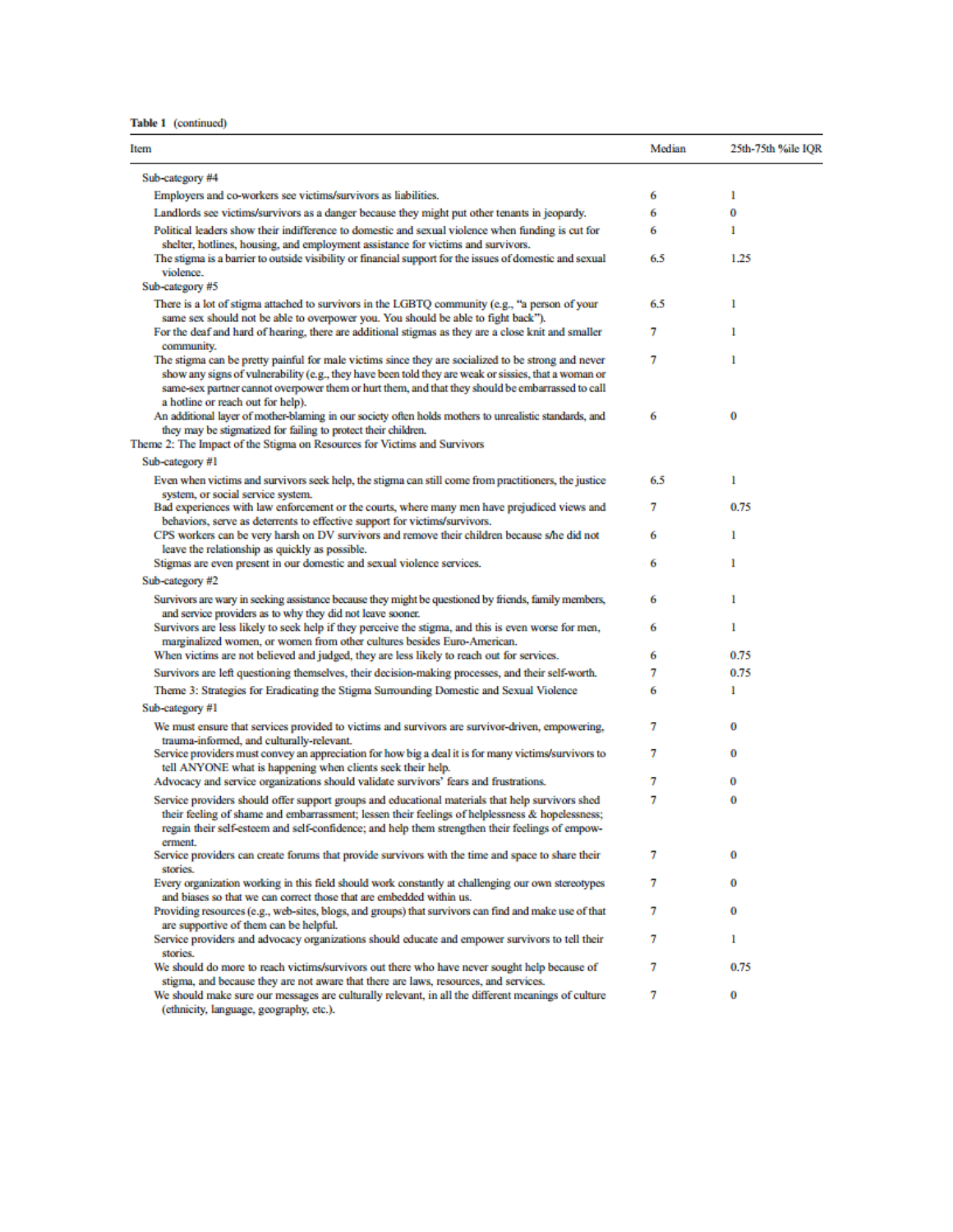**Table 1** (continued)

| Item | Median | 25th-75th %ile IQR |
|---|---|---|
| Sub-category #4 | | |
| Employers and co-workers see victims/survivors as liabilities. | 6 | 1 |
| Landlords see victims/survivors as a danger because they might put other tenants in jeopardy. | 6 | 0 |
| Political leaders show their indifference to domestic and sexual violence when funding is cut for shelter, hotlines, housing, and employment assistance for victims and survivors. | 6 | 1 |
| The stigma is a barrier to outside visibility or financial support for the issues of domestic and sexual violence. | 6.5 | 1.25 |
| Sub-category #5 | | |
| There is a lot of stigma attached to survivors in the LGBTQ community (e.g., "a person of your same sex should not be able to overpower you. You should be able to fight back"). | 6.5 | 1 |
| For the deaf and hard of hearing, there are additional stigmas as they are a close knit and smaller community. | 7 | 1 |
| The stigma can be pretty painful for male victims since they are socialized to be strong and never show any signs of vulnerability (e.g., they have been told they are weak or sissies, that a woman or same-sex partner cannot overpower them or hurt them, and that they should be embarrassed to call a hotline or reach out for help). | 7 | 1 |
| An additional layer of mother-blaming in our society often holds mothers to unrealistic standards, and they may be stigmatized for failing to protect their children. | 6 | 0 |
| Theme 2: The Impact of the Stigma on Resources for Victims and Survivors | | |
| Sub-category #1 | | |
| Even when victims and survivors seek help, the stigma can still come from practitioners, the justice system, or social service system. | 6.5 | 1 |
| Bad experiences with law enforcement or the courts, where many men have prejudiced views and behaviors, serve as deterrents to effective support for victims/survivors. | 7 | 0.75 |
| CPS workers can be very harsh on DV survivors and remove their children because s/he did not leave the relationship as quickly as possible. | 6 | 1 |
| Stigmas are even present in our domestic and sexual violence services. | 6 | 1 |
| Sub-category #2 | | |
| Survivors are wary in seeking assistance because they might be questioned by friends, family members, and service providers as to why they did not leave sooner. | 6 | 1 |
| Survivors are less likely to seek help if they perceive the stigma, and this is even worse for men, marginalized women, or women from other cultures besides Euro-American. | 6 | 1 |
| When victims are not believed and judged, they are less likely to reach out for services. | 6 | 0.75 |
| Survivors are left questioning themselves, their decision-making processes, and their self-worth. | 7 | 0.75 |
| Theme 3: Strategies for Eradicating the Stigma Surrounding Domestic and Sexual Violence | 6 | 1 |
| Sub-category #1 | | |
| We must ensure that services provided to victims and survivors are survivor-driven, empowering, trauma-informed, and culturally-relevant. | 7 | 0 |
| Service providers must convey an appreciation for how big a deal it is for many victims/survivors to tell ANYONE what is happening when clients seek their help. | 7 | 0 |
| Advocacy and service organizations should validate survivors' fears and frustrations. | 7 | 0 |
| Service providers should offer support groups and educational materials that help survivors shed their feeling of shame and embarrassment; lessen their feelings of helplessness & hopelessness; regain their self-esteem and self-confidence; and help them strengthen their feelings of empowerment. | 7 | 0 |
| Service providers can create forums that provide survivors with the time and space to share their stories. | 7 | 0 |
| Every organization working in this field should work constantly at challenging our own stereotypes and biases so that we can correct those that are embedded within us. | 7 | 0 |
| Providing resources (e.g., web-sites, blogs, and groups) that survivors can find and make use of that are supportive of them can be helpful. | 7 | 0 |
| Service providers and advocacy organizations should educate and empower survivors to tell their stories. | 7 | 1 |
| We should do more to reach victims/survivors out there who have never sought help because of stigma, and because they are not aware that there are laws, resources, and services. | 7 | 0.75 |
| We should make sure our messages are culturally relevant, in all the different meanings of culture (ethnicity, language, geography, etc.). | 7 | 0 |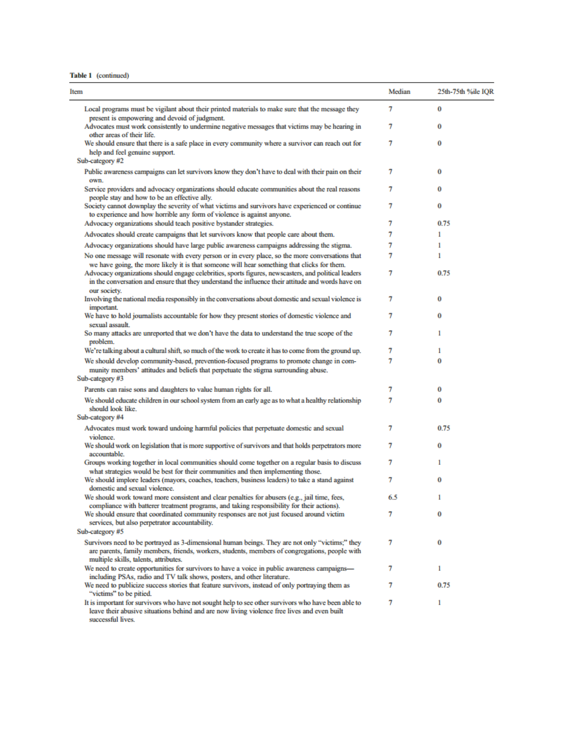Table 1 (continued)

| Item | Median | 25th-75th %ile IQR |
|---|---|---|
| Local programs must be vigilant about their printed materials to make sure that the message they present is empowering and devoid of judgment. | 7 | 0 |
| Advocates must work consistently to undermine negative messages that victims may be hearing in other areas of their life. | 7 | 0 |
| We should ensure that there is a safe place in every community where a survivor can reach out for help and feel genuine support. | 7 | 0 |
| Sub-category #2 | | |
| Public awareness campaigns can let survivors know they don't have to deal with their pain on their own. | 7 | 0 |
| Service providers and advocacy organizations should educate communities about the real reasons people stay and how to be an effective ally. | 7 | 0 |
| Society cannot downplay the severity of what victims and survivors have experienced or continue to experience and how horrible any form of violence is against anyone. | 7 | 0 |
| Advocacy organizations should teach positive bystander strategies. | 7 | 0.75 |
| Advocates should create campaigns that let survivors know that people care about them. | 7 | 1 |
| Advocacy organizations should have large public awareness campaigns addressing the stigma. | 7 | 1 |
| No one message will resonate with every person or in every place, so the more conversations that we have going, the more likely it is that someone will hear something that clicks for them. | 7 | 1 |
| Advocacy organizations should engage celebrities, sports figures, newscasters, and political leaders in the conversation and ensure that they understand the influence their attitude and words have on our society. | 7 | 0.75 |
| Involving the national media responsibly in the conversations about domestic and sexual violence is important. | 7 | 0 |
| We have to hold journalists accountable for how they present stories of domestic violence and sexual assault. | 7 | 0 |
| So many attacks are unreported that we don't have the data to understand the true scope of the problem. | 7 | 1 |
| We're talking about a cultural shift, so much of the work to create it has to come from the ground up. | 7 | 1 |
| We should develop community-based, prevention-focused programs to promote change in community members' attitudes and beliefs that perpetuate the stigma surrounding abuse. | 7 | 0 |
| Sub-category #3 | | |
| Parents can raise sons and daughters to value human rights for all. | 7 | 0 |
| We should educate children in our school system from an early age as to what a healthy relationship should look like. | 7 | 0 |
| Sub-category #4 | | |
| Advocates must work toward undoing harmful policies that perpetuate domestic and sexual violence. | 7 | 0.75 |
| We should work on legislation that is more supportive of survivors and that holds perpetrators more accountable. | 7 | 0 |
| Groups working together in local communities should come together on a regular basis to discuss what strategies would be best for their communities and then implementing those. | 7 | 1 |
| We should implore leaders (mayors, coaches, teachers, business leaders) to take a stand against domestic and sexual violence. | 7 | 0 |
| We should work toward more consistent and clear penalties for abusers (e.g., jail time, fees, compliance with batterer treatment programs, and taking responsibility for their actions). | 6.5 | 1 |
| We should ensure that coordinated community responses are not just focused around victim services, but also perpetrator accountability. | 7 | 0 |
| Sub-category #5 | | |
| Survivors need to be portrayed as 3-dimensional human beings. They are not only "victims;" they are parents, family members, friends, workers, students, members of congregations, people with multiple skills, talents, attributes. | 7 | 0 |
| We need to create opportunities for survivors to have a voice in public awareness campaigns—including PSAs, radio and TV talk shows, posters, and other literature. | 7 | 1 |
| We need to publicize success stories that feature survivors, instead of only portraying them as "victims" to be pitied. | 7 | 0.75 |
| It is important for survivors who have not sought help to see other survivors who have been able to leave their abusive situations behind and are now living violence free lives and even built successful lives. | 7 | 1 |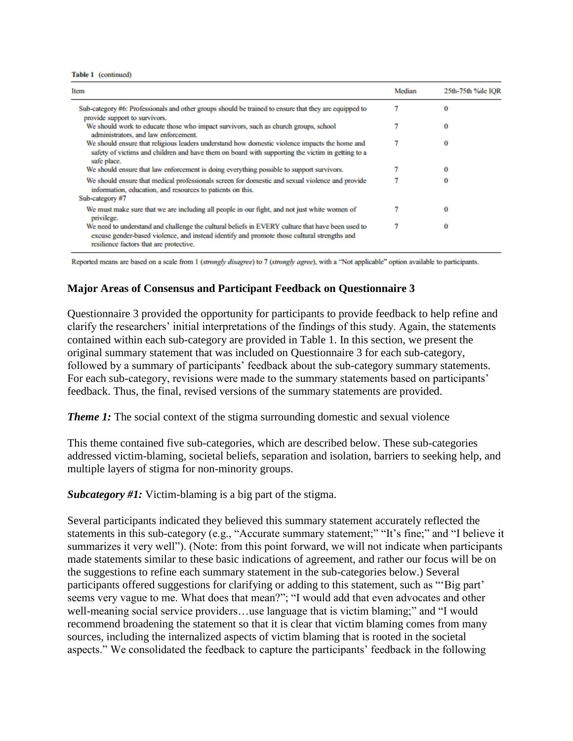**Table 1** (continued)

| Item | Median | 25th-75th %ile IQR |
|---|---|---|
| Sub-category #6: Professionals and other groups should be trained to ensure that they are equipped to provide support to survivors. | 7 | 0 |
| We should work to educate those who impact survivors, such as church groups, school administrators, and law enforcement. | 7 | 0 |
| We should ensure that religious leaders understand how domestic violence impacts the home and safety of victims and children and have them on board with supporting the victim in getting to a safe place. | 7 | 0 |
| We should ensure that law enforcement is doing everything possible to support survivors. | 7 | 0 |
| We should ensure that medical professionals screen for domestic and sexual violence and provide information, education, and resources to patients on this. | 7 | 0 |
| Sub-category #7 | | |
| We must make sure that we are including all people in our fight, and not just white women of privilege. | 7 | 0 |
| We need to understand and challenge the cultural beliefs in EVERY culture that have been used to excuse gender-based violence, and instead identify and promote those cultural strengths and resilience factors that are protective. | 7 | 0 |

Reported means are based on a scale from 1 (*strongly disagree*) to 7 (*strongly agree*), with a "Not applicable" option available to participants.

### Major Areas of Consensus and Participant Feedback on Questionnaire 3

Questionnaire 3 provided the opportunity for participants to provide feedback to help refine and clarify the researchers' initial interpretations of the findings of this study. Again, the statements contained within each sub-category are provided in Table 1. In this section, we present the original summary statement that was included on Questionnaire 3 for each sub-category, followed by a summary of participants' feedback about the sub-category summary statements. For each sub-category, revisions were made to the summary statements based on participants' feedback. Thus, the final, revised versions of the summary statements are provided.

***Theme 1:*** The social context of the stigma surrounding domestic and sexual violence

This theme contained five sub-categories, which are described below. These sub-categories addressed victim-blaming, societal beliefs, separation and isolation, barriers to seeking help, and multiple layers of stigma for non-minority groups.

***Subcategory #1:*** Victim-blaming is a big part of the stigma.

Several participants indicated they believed this summary statement accurately reflected the statements in this sub-category (e.g., "Accurate summary statement;" "It's fine;" and "I believe it summarizes it very well"). (Note: from this point forward, we will not indicate when participants made statements similar to these basic indications of agreement, and rather our focus will be on the suggestions to refine each summary statement in the sub-categories below.) Several participants offered suggestions for clarifying or adding to this statement, such as "'Big part' seems very vague to me. What does that mean?"; "I would add that even advocates and other well-meaning social service providers…use language that is victim blaming;" and "I would recommend broadening the statement so that it is clear that victim blaming comes from many sources, including the internalized aspects of victim blaming that is rooted in the societal aspects." We consolidated the feedback to capture the participants' feedback in the following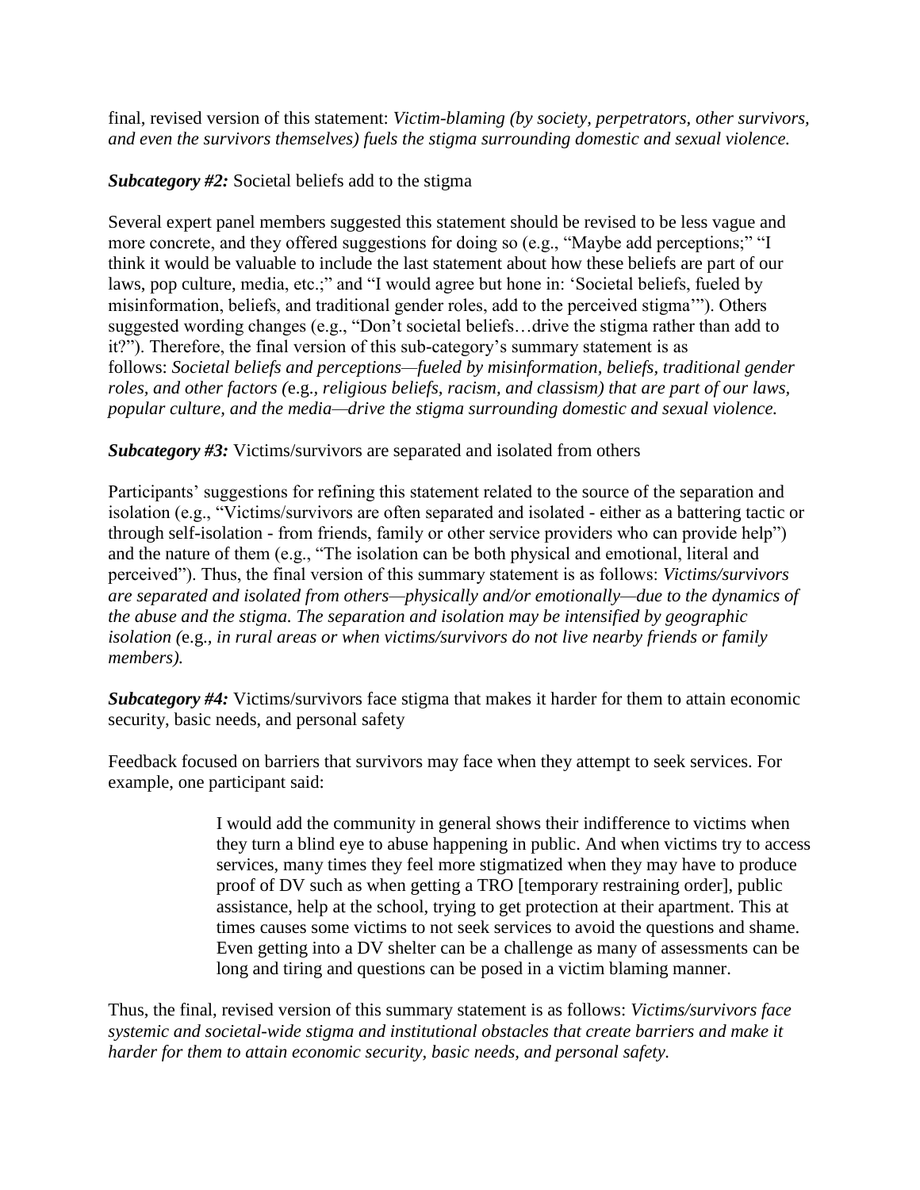final, revised version of this statement: *Victim-blaming (by society, perpetrators, other survivors, and even the survivors themselves) fuels the stigma surrounding domestic and sexual violence.*

***Subcategory #2:*** Societal beliefs add to the stigma

Several expert panel members suggested this statement should be revised to be less vague and more concrete, and they offered suggestions for doing so (e.g., "Maybe add perceptions;" "I think it would be valuable to include the last statement about how these beliefs are part of our laws, pop culture, media, etc.;" and "I would agree but hone in: 'Societal beliefs, fueled by misinformation, beliefs, and traditional gender roles, add to the perceived stigma'"). Others suggested wording changes (e.g., "Don't societal beliefs…drive the stigma rather than add to it?"). Therefore, the final version of this sub-category's summary statement is as follows: *Societal beliefs and perceptions—fueled by misinformation, beliefs, traditional gender roles, and other factors (*e.g.*, religious beliefs, racism, and classism) that are part of our laws, popular culture, and the media—drive the stigma surrounding domestic and sexual violence.*

***Subcategory #3:*** Victims/survivors are separated and isolated from others

Participants' suggestions for refining this statement related to the source of the separation and isolation (e.g., "Victims/survivors are often separated and isolated - either as a battering tactic or through self-isolation - from friends, family or other service providers who can provide help") and the nature of them (e.g., "The isolation can be both physical and emotional, literal and perceived"). Thus, the final version of this summary statement is as follows: *Victims/survivors are separated and isolated from others—physically and/or emotionally—due to the dynamics of the abuse and the stigma. The separation and isolation may be intensified by geographic isolation (*e.g.*, in rural areas or when victims/survivors do not live nearby friends or family members).*

***Subcategory #4:*** Victims/survivors face stigma that makes it harder for them to attain economic security, basic needs, and personal safety

Feedback focused on barriers that survivors may face when they attempt to seek services. For example, one participant said:

> I would add the community in general shows their indifference to victims when they turn a blind eye to abuse happening in public. And when victims try to access services, many times they feel more stigmatized when they may have to produce proof of DV such as when getting a TRO [temporary restraining order], public assistance, help at the school, trying to get protection at their apartment. This at times causes some victims to not seek services to avoid the questions and shame. Even getting into a DV shelter can be a challenge as many of assessments can be long and tiring and questions can be posed in a victim blaming manner.

Thus, the final, revised version of this summary statement is as follows: *Victims/survivors face systemic and societal-wide stigma and institutional obstacles that create barriers and make it harder for them to attain economic security, basic needs, and personal safety.*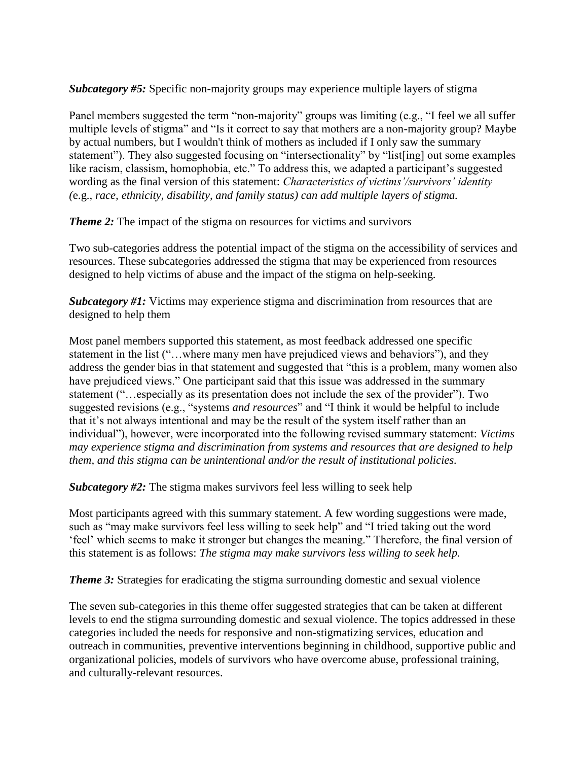***Subcategory #5:*** Specific non-majority groups may experience multiple layers of stigma

Panel members suggested the term "non-majority" groups was limiting (e.g., "I feel we all suffer multiple levels of stigma" and "Is it correct to say that mothers are a non-majority group? Maybe by actual numbers, but I wouldn't think of mothers as included if I only saw the summary statement"). They also suggested focusing on "intersectionality" by "list[ing] out some examples like racism, classism, homophobia, etc." To address this, we adapted a participant's suggested wording as the final version of this statement: *Characteristics of victims'/survivors' identity (*e.g.*, race, ethnicity, disability, and family status) can add multiple layers of stigma.*

***Theme 2:*** The impact of the stigma on resources for victims and survivors

Two sub-categories address the potential impact of the stigma on the accessibility of services and resources. These subcategories addressed the stigma that may be experienced from resources designed to help victims of abuse and the impact of the stigma on help-seeking.

***Subcategory #1:*** Victims may experience stigma and discrimination from resources that are designed to help them

Most panel members supported this statement, as most feedback addressed one specific statement in the list ("…where many men have prejudiced views and behaviors"), and they address the gender bias in that statement and suggested that "this is a problem, many women also have prejudiced views." One participant said that this issue was addressed in the summary statement ("…especially as its presentation does not include the sex of the provider"). Two suggested revisions (e.g., "systems *and resources*" and "I think it would be helpful to include that it's not always intentional and may be the result of the system itself rather than an individual"), however, were incorporated into the following revised summary statement: *Victims may experience stigma and discrimination from systems and resources that are designed to help them, and this stigma can be unintentional and/or the result of institutional policies.*

***Subcategory #2:*** The stigma makes survivors feel less willing to seek help

Most participants agreed with this summary statement. A few wording suggestions were made, such as "may make survivors feel less willing to seek help" and "I tried taking out the word 'feel' which seems to make it stronger but changes the meaning." Therefore, the final version of this statement is as follows: *The stigma may make survivors less willing to seek help.*

***Theme 3:*** Strategies for eradicating the stigma surrounding domestic and sexual violence

The seven sub-categories in this theme offer suggested strategies that can be taken at different levels to end the stigma surrounding domestic and sexual violence. The topics addressed in these categories included the needs for responsive and non-stigmatizing services, education and outreach in communities, preventive interventions beginning in childhood, supportive public and organizational policies, models of survivors who have overcome abuse, professional training, and culturally-relevant resources.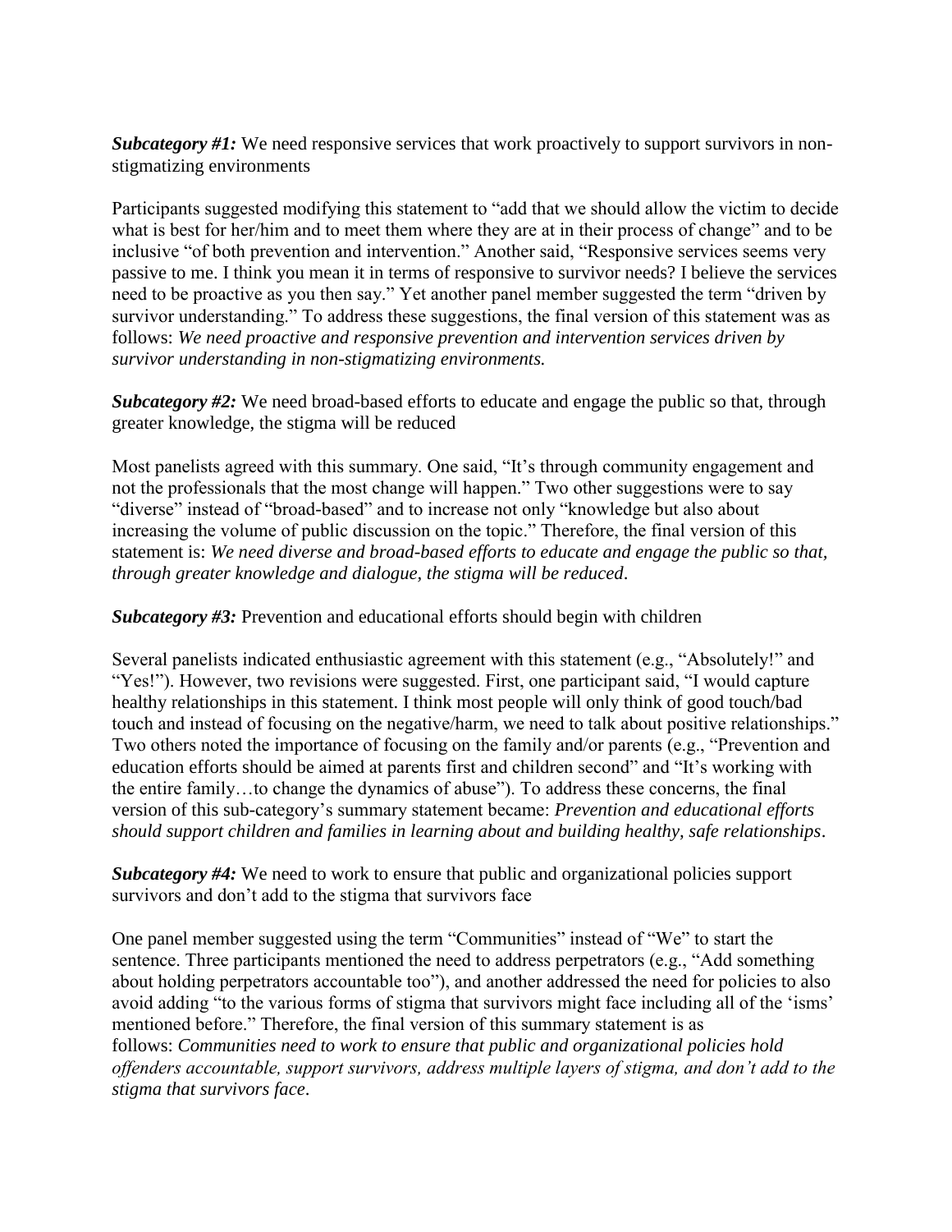***Subcategory #1:*** We need responsive services that work proactively to support survivors in non-stigmatizing environments

Participants suggested modifying this statement to "add that we should allow the victim to decide what is best for her/him and to meet them where they are at in their process of change" and to be inclusive "of both prevention and intervention." Another said, "Responsive services seems very passive to me. I think you mean it in terms of responsive to survivor needs? I believe the services need to be proactive as you then say." Yet another panel member suggested the term "driven by survivor understanding." To address these suggestions, the final version of this statement was as follows: *We need proactive and responsive prevention and intervention services driven by survivor understanding in non-stigmatizing environments.*

***Subcategory #2:*** We need broad-based efforts to educate and engage the public so that, through greater knowledge, the stigma will be reduced

Most panelists agreed with this summary. One said, "It's through community engagement and not the professionals that the most change will happen." Two other suggestions were to say "diverse" instead of "broad-based" and to increase not only "knowledge but also about increasing the volume of public discussion on the topic." Therefore, the final version of this statement is: *We need diverse and broad-based efforts to educate and engage the public so that, through greater knowledge and dialogue, the stigma will be reduced*.

***Subcategory #3:*** Prevention and educational efforts should begin with children

Several panelists indicated enthusiastic agreement with this statement (e.g., "Absolutely!" and "Yes!"). However, two revisions were suggested. First, one participant said, "I would capture healthy relationships in this statement. I think most people will only think of good touch/bad touch and instead of focusing on the negative/harm, we need to talk about positive relationships." Two others noted the importance of focusing on the family and/or parents (e.g., "Prevention and education efforts should be aimed at parents first and children second" and "It's working with the entire family…to change the dynamics of abuse"). To address these concerns, the final version of this sub-category's summary statement became: *Prevention and educational efforts should support children and families in learning about and building healthy, safe relationships*.

***Subcategory #4:*** We need to work to ensure that public and organizational policies support survivors and don't add to the stigma that survivors face

One panel member suggested using the term "Communities" instead of "We" to start the sentence. Three participants mentioned the need to address perpetrators (e.g., "Add something about holding perpetrators accountable too"), and another addressed the need for policies to also avoid adding "to the various forms of stigma that survivors might face including all of the 'isms' mentioned before." Therefore, the final version of this summary statement is as follows: *Communities need to work to ensure that public and organizational policies hold offenders accountable, support survivors, address multiple layers of stigma, and don't add to the stigma that survivors face*.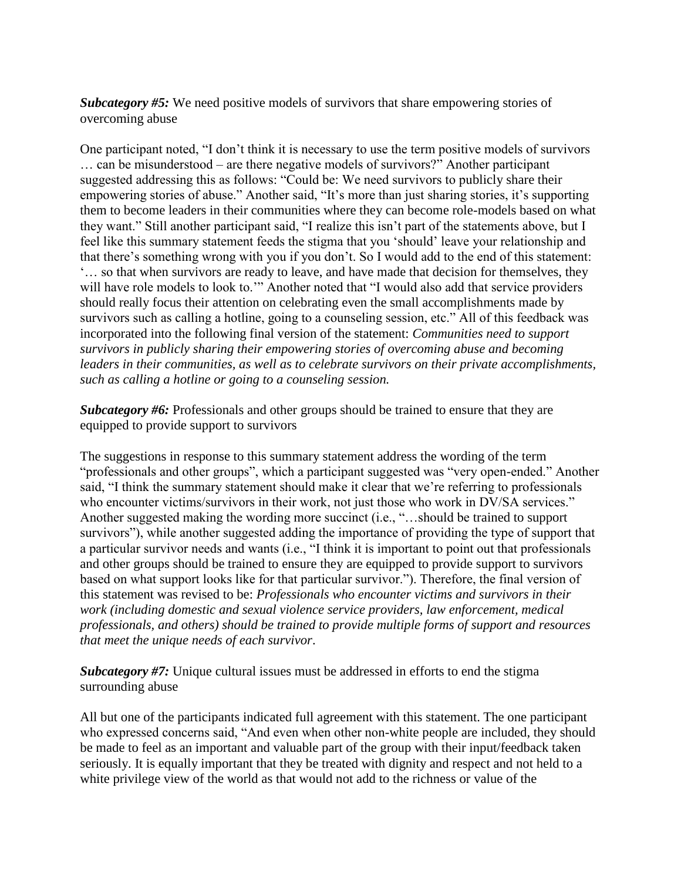***Subcategory #5:*** We need positive models of survivors that share empowering stories of overcoming abuse

One participant noted, "I don't think it is necessary to use the term positive models of survivors … can be misunderstood – are there negative models of survivors?" Another participant suggested addressing this as follows: "Could be: We need survivors to publicly share their empowering stories of abuse." Another said, "It's more than just sharing stories, it's supporting them to become leaders in their communities where they can become role-models based on what they want." Still another participant said, "I realize this isn't part of the statements above, but I feel like this summary statement feeds the stigma that you 'should' leave your relationship and that there's something wrong with you if you don't. So I would add to the end of this statement: '… so that when survivors are ready to leave, and have made that decision for themselves, they will have role models to look to.'" Another noted that "I would also add that service providers should really focus their attention on celebrating even the small accomplishments made by survivors such as calling a hotline, going to a counseling session, etc." All of this feedback was incorporated into the following final version of the statement: *Communities need to support survivors in publicly sharing their empowering stories of overcoming abuse and becoming leaders in their communities, as well as to celebrate survivors on their private accomplishments, such as calling a hotline or going to a counseling session.*

***Subcategory #6:*** Professionals and other groups should be trained to ensure that they are equipped to provide support to survivors

The suggestions in response to this summary statement address the wording of the term "professionals and other groups", which a participant suggested was "very open-ended." Another said, "I think the summary statement should make it clear that we're referring to professionals who encounter victims/survivors in their work, not just those who work in DV/SA services." Another suggested making the wording more succinct (i.e., "…should be trained to support survivors"), while another suggested adding the importance of providing the type of support that a particular survivor needs and wants (i.e., "I think it is important to point out that professionals and other groups should be trained to ensure they are equipped to provide support to survivors based on what support looks like for that particular survivor."). Therefore, the final version of this statement was revised to be: *Professionals who encounter victims and survivors in their work (including domestic and sexual violence service providers, law enforcement, medical professionals, and others) should be trained to provide multiple forms of support and resources that meet the unique needs of each survivor*.

***Subcategory #7:*** Unique cultural issues must be addressed in efforts to end the stigma surrounding abuse

All but one of the participants indicated full agreement with this statement. The one participant who expressed concerns said, "And even when other non-white people are included, they should be made to feel as an important and valuable part of the group with their input/feedback taken seriously. It is equally important that they be treated with dignity and respect and not held to a white privilege view of the world as that would not add to the richness or value of the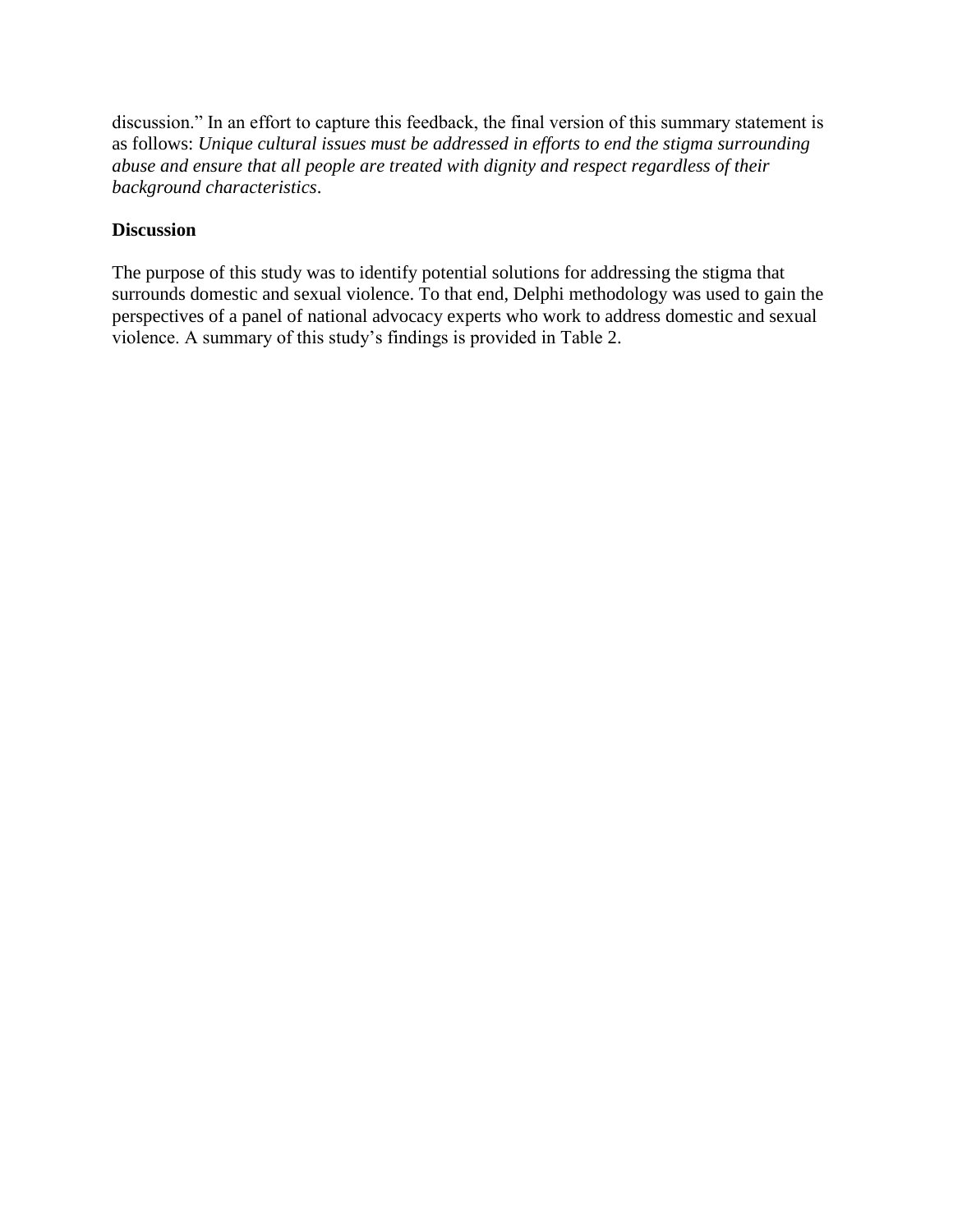discussion." In an effort to capture this feedback, the final version of this summary statement is as follows: *Unique cultural issues must be addressed in efforts to end the stigma surrounding abuse and ensure that all people are treated with dignity and respect regardless of their background characteristics*.

## Discussion

The purpose of this study was to identify potential solutions for addressing the stigma that surrounds domestic and sexual violence. To that end, Delphi methodology was used to gain the perspectives of a panel of national advocacy experts who work to address domestic and sexual violence. A summary of this study's findings is provided in Table 2.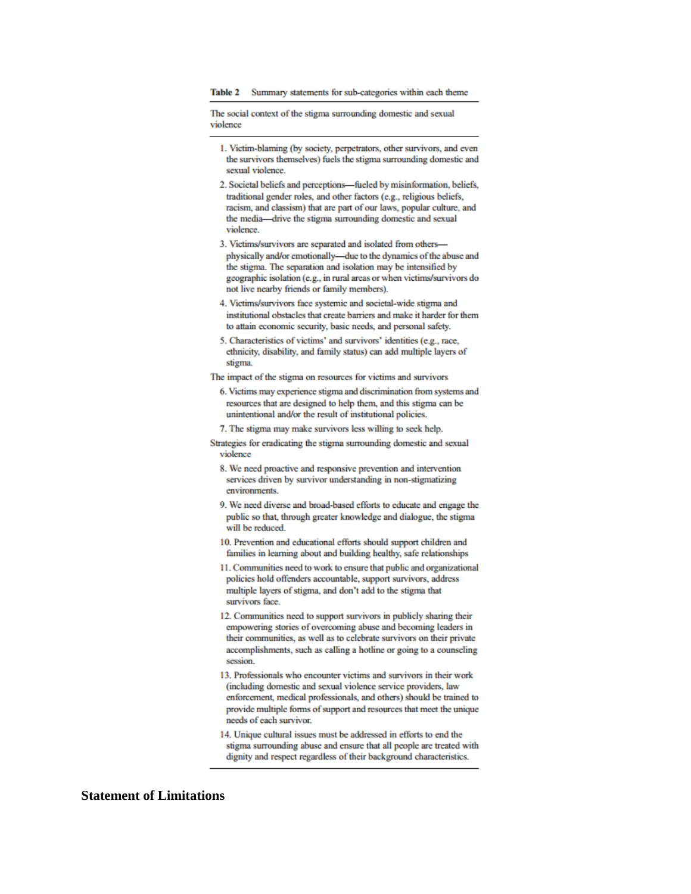**Table 2** Summary statements for sub-categories within each theme

| The social context of the stigma surrounding domestic and sexual violence |
|---|
| 1. Victim-blaming (by society, perpetrators, other survivors, and even the survivors themselves) fuels the stigma surrounding domestic and sexual violence. |
| 2. Societal beliefs and perceptions—fueled by misinformation, beliefs, traditional gender roles, and other factors (e.g., religious beliefs, racism, and classism) that are part of our laws, popular culture, and the media—drive the stigma surrounding domestic and sexual violence. |
| 3. Victims/survivors are separated and isolated from others—physically and/or emotionally—due to the dynamics of the abuse and the stigma. The separation and isolation may be intensified by geographic isolation (e.g., in rural areas or when victims/survivors do not live nearby friends or family members). |
| 4. Victims/survivors face systemic and societal-wide stigma and institutional obstacles that create barriers and make it harder for them to attain economic security, basic needs, and personal safety. |
| 5. Characteristics of victims' and survivors' identities (e.g., race, ethnicity, disability, and family status) can add multiple layers of stigma. |
| The impact of the stigma on resources for victims and survivors |
| 6. Victims may experience stigma and discrimination from systems and resources that are designed to help them, and this stigma can be unintentional and/or the result of institutional policies. |
| 7. The stigma may make survivors less willing to seek help. |
| Strategies for eradicating the stigma surrounding domestic and sexual violence |
| 8. We need proactive and responsive prevention and intervention services driven by survivor understanding in non-stigmatizing environments. |
| 9. We need diverse and broad-based efforts to educate and engage the public so that, through greater knowledge and dialogue, the stigma will be reduced. |
| 10. Prevention and educational efforts should support children and families in learning about and building healthy, safe relationships |
| 11. Communities need to work to ensure that public and organizational policies hold offenders accountable, support survivors, address multiple layers of stigma, and don't add to the stigma that survivors face. |
| 12. Communities need to support survivors in publicly sharing their empowering stories of overcoming abuse and becoming leaders in their communities, as well as to celebrate survivors on their private accomplishments, such as calling a hotline or going to a counseling session. |
| 13. Professionals who encounter victims and survivors in their work (including domestic and sexual violence service providers, law enforcement, medical professionals, and others) should be trained to provide multiple forms of support and resources that meet the unique needs of each survivor. |
| 14. Unique cultural issues must be addressed in efforts to end the stigma surrounding abuse and ensure that all people are treated with dignity and respect regardless of their background characteristics. |

**Statement of Limitations**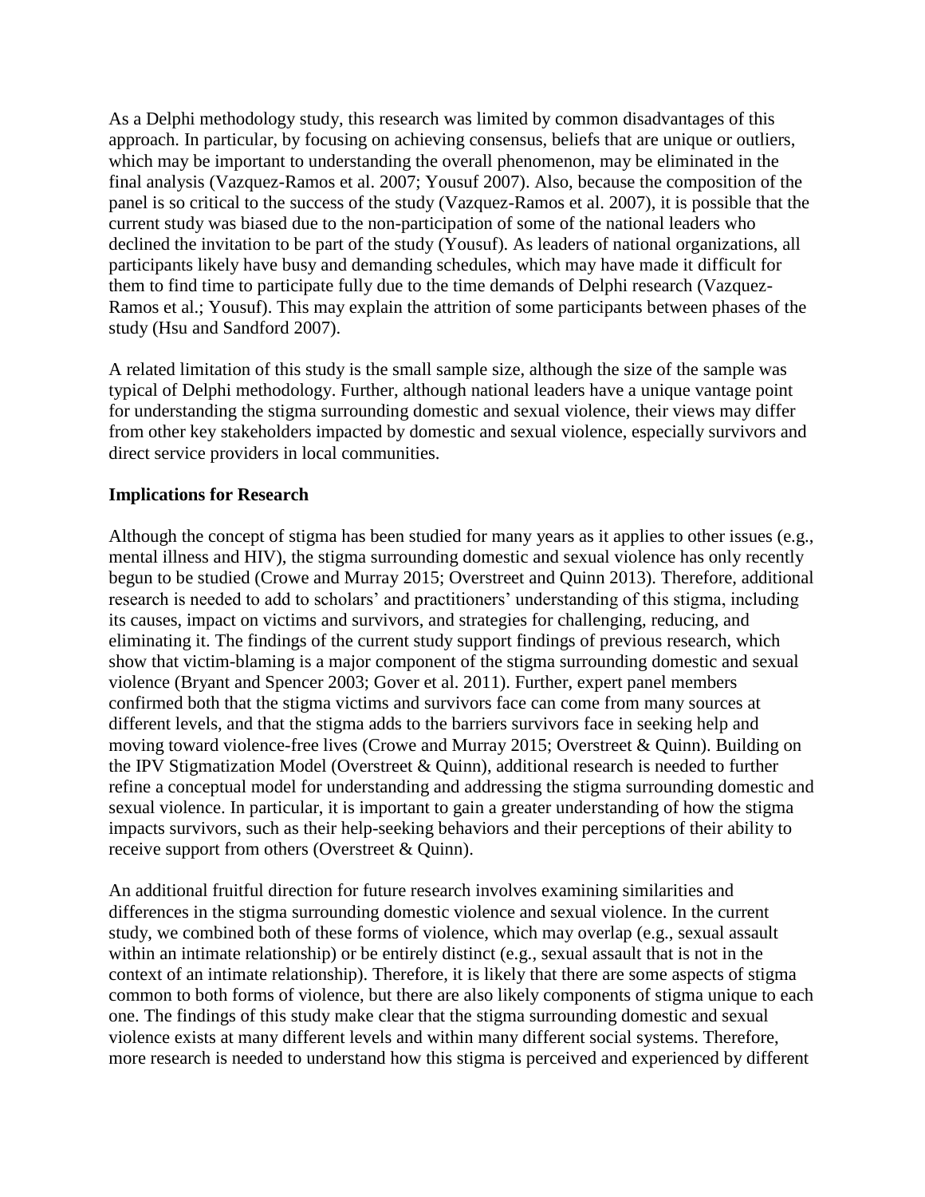As a Delphi methodology study, this research was limited by common disadvantages of this approach. In particular, by focusing on achieving consensus, beliefs that are unique or outliers, which may be important to understanding the overall phenomenon, may be eliminated in the final analysis (Vazquez-Ramos et al. 2007; Yousuf 2007). Also, because the composition of the panel is so critical to the success of the study (Vazquez-Ramos et al. 2007), it is possible that the current study was biased due to the non-participation of some of the national leaders who declined the invitation to be part of the study (Yousuf). As leaders of national organizations, all participants likely have busy and demanding schedules, which may have made it difficult for them to find time to participate fully due to the time demands of Delphi research (Vazquez-Ramos et al.; Yousuf). This may explain the attrition of some participants between phases of the study (Hsu and Sandford 2007).

A related limitation of this study is the small sample size, although the size of the sample was typical of Delphi methodology. Further, although national leaders have a unique vantage point for understanding the stigma surrounding domestic and sexual violence, their views may differ from other key stakeholders impacted by domestic and sexual violence, especially survivors and direct service providers in local communities.

**Implications for Research**

Although the concept of stigma has been studied for many years as it applies to other issues (e.g., mental illness and HIV), the stigma surrounding domestic and sexual violence has only recently begun to be studied (Crowe and Murray 2015; Overstreet and Quinn 2013). Therefore, additional research is needed to add to scholars' and practitioners' understanding of this stigma, including its causes, impact on victims and survivors, and strategies for challenging, reducing, and eliminating it. The findings of the current study support findings of previous research, which show that victim-blaming is a major component of the stigma surrounding domestic and sexual violence (Bryant and Spencer 2003; Gover et al. 2011). Further, expert panel members confirmed both that the stigma victims and survivors face can come from many sources at different levels, and that the stigma adds to the barriers survivors face in seeking help and moving toward violence-free lives (Crowe and Murray 2015; Overstreet & Quinn). Building on the IPV Stigmatization Model (Overstreet & Quinn), additional research is needed to further refine a conceptual model for understanding and addressing the stigma surrounding domestic and sexual violence. In particular, it is important to gain a greater understanding of how the stigma impacts survivors, such as their help-seeking behaviors and their perceptions of their ability to receive support from others (Overstreet & Quinn).

An additional fruitful direction for future research involves examining similarities and differences in the stigma surrounding domestic violence and sexual violence. In the current study, we combined both of these forms of violence, which may overlap (e.g., sexual assault within an intimate relationship) or be entirely distinct (e.g., sexual assault that is not in the context of an intimate relationship). Therefore, it is likely that there are some aspects of stigma common to both forms of violence, but there are also likely components of stigma unique to each one. The findings of this study make clear that the stigma surrounding domestic and sexual violence exists at many different levels and within many different social systems. Therefore, more research is needed to understand how this stigma is perceived and experienced by different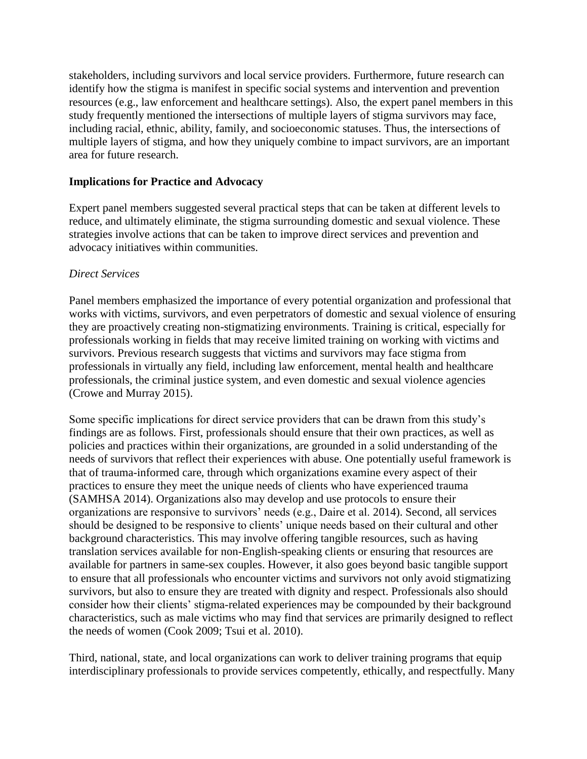stakeholders, including survivors and local service providers. Furthermore, future research can identify how the stigma is manifest in specific social systems and intervention and prevention resources (e.g., law enforcement and healthcare settings). Also, the expert panel members in this study frequently mentioned the intersections of multiple layers of stigma survivors may face, including racial, ethnic, ability, family, and socioeconomic statuses. Thus, the intersections of multiple layers of stigma, and how they uniquely combine to impact survivors, are an important area for future research.

## Implications for Practice and Advocacy

Expert panel members suggested several practical steps that can be taken at different levels to reduce, and ultimately eliminate, the stigma surrounding domestic and sexual violence. These strategies involve actions that can be taken to improve direct services and prevention and advocacy initiatives within communities.

### *Direct Services*

Panel members emphasized the importance of every potential organization and professional that works with victims, survivors, and even perpetrators of domestic and sexual violence of ensuring they are proactively creating non-stigmatizing environments. Training is critical, especially for professionals working in fields that may receive limited training on working with victims and survivors. Previous research suggests that victims and survivors may face stigma from professionals in virtually any field, including law enforcement, mental health and healthcare professionals, the criminal justice system, and even domestic and sexual violence agencies (Crowe and Murray 2015).

Some specific implications for direct service providers that can be drawn from this study's findings are as follows. First, professionals should ensure that their own practices, as well as policies and practices within their organizations, are grounded in a solid understanding of the needs of survivors that reflect their experiences with abuse. One potentially useful framework is that of trauma-informed care, through which organizations examine every aspect of their practices to ensure they meet the unique needs of clients who have experienced trauma (SAMHSA 2014). Organizations also may develop and use protocols to ensure their organizations are responsive to survivors' needs (e.g., Daire et al. 2014). Second, all services should be designed to be responsive to clients' unique needs based on their cultural and other background characteristics. This may involve offering tangible resources, such as having translation services available for non-English-speaking clients or ensuring that resources are available for partners in same-sex couples. However, it also goes beyond basic tangible support to ensure that all professionals who encounter victims and survivors not only avoid stigmatizing survivors, but also to ensure they are treated with dignity and respect. Professionals also should consider how their clients' stigma-related experiences may be compounded by their background characteristics, such as male victims who may find that services are primarily designed to reflect the needs of women (Cook 2009; Tsui et al. 2010).

Third, national, state, and local organizations can work to deliver training programs that equip interdisciplinary professionals to provide services competently, ethically, and respectfully. Many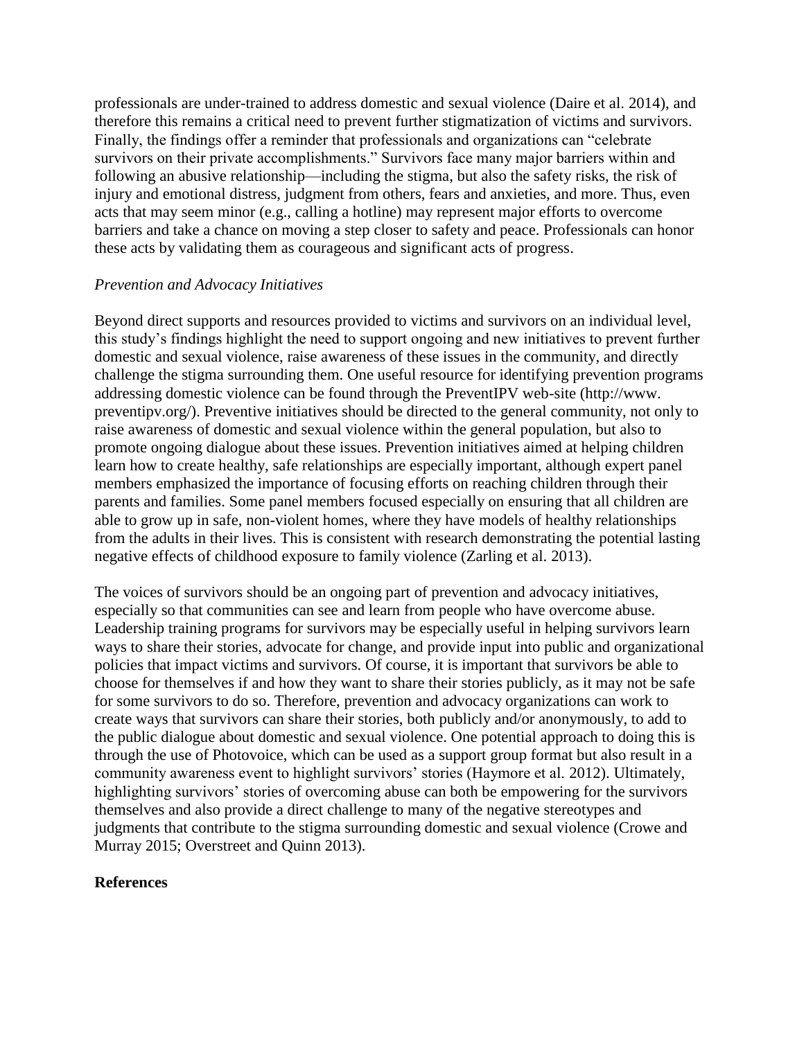professionals are under-trained to address domestic and sexual violence (Daire et al. 2014), and therefore this remains a critical need to prevent further stigmatization of victims and survivors. Finally, the findings offer a reminder that professionals and organizations can "celebrate survivors on their private accomplishments." Survivors face many major barriers within and following an abusive relationship—including the stigma, but also the safety risks, the risk of injury and emotional distress, judgment from others, fears and anxieties, and more. Thus, even acts that may seem minor (e.g., calling a hotline) may represent major efforts to overcome barriers and take a chance on moving a step closer to safety and peace. Professionals can honor these acts by validating them as courageous and significant acts of progress.

*Prevention and Advocacy Initiatives*

Beyond direct supports and resources provided to victims and survivors on an individual level, this study's findings highlight the need to support ongoing and new initiatives to prevent further domestic and sexual violence, raise awareness of these issues in the community, and directly challenge the stigma surrounding them. One useful resource for identifying prevention programs addressing domestic violence can be found through the PreventIPV web-site (http://www.preventipv.org/). Preventive initiatives should be directed to the general community, not only to raise awareness of domestic and sexual violence within the general population, but also to promote ongoing dialogue about these issues. Prevention initiatives aimed at helping children learn how to create healthy, safe relationships are especially important, although expert panel members emphasized the importance of focusing efforts on reaching children through their parents and families. Some panel members focused especially on ensuring that all children are able to grow up in safe, non-violent homes, where they have models of healthy relationships from the adults in their lives. This is consistent with research demonstrating the potential lasting negative effects of childhood exposure to family violence (Zarling et al. 2013).

The voices of survivors should be an ongoing part of prevention and advocacy initiatives, especially so that communities can see and learn from people who have overcome abuse. Leadership training programs for survivors may be especially useful in helping survivors learn ways to share their stories, advocate for change, and provide input into public and organizational policies that impact victims and survivors. Of course, it is important that survivors be able to choose for themselves if and how they want to share their stories publicly, as it may not be safe for some survivors to do so. Therefore, prevention and advocacy organizations can work to create ways that survivors can share their stories, both publicly and/or anonymously, to add to the public dialogue about domestic and sexual violence. One potential approach to doing this is through the use of Photovoice, which can be used as a support group format but also result in a community awareness event to highlight survivors' stories (Haymore et al. 2012). Ultimately, highlighting survivors' stories of overcoming abuse can both be empowering for the survivors themselves and also provide a direct challenge to many of the negative stereotypes and judgments that contribute to the stigma surrounding domestic and sexual violence (Crowe and Murray 2015; Overstreet and Quinn 2013).

**References**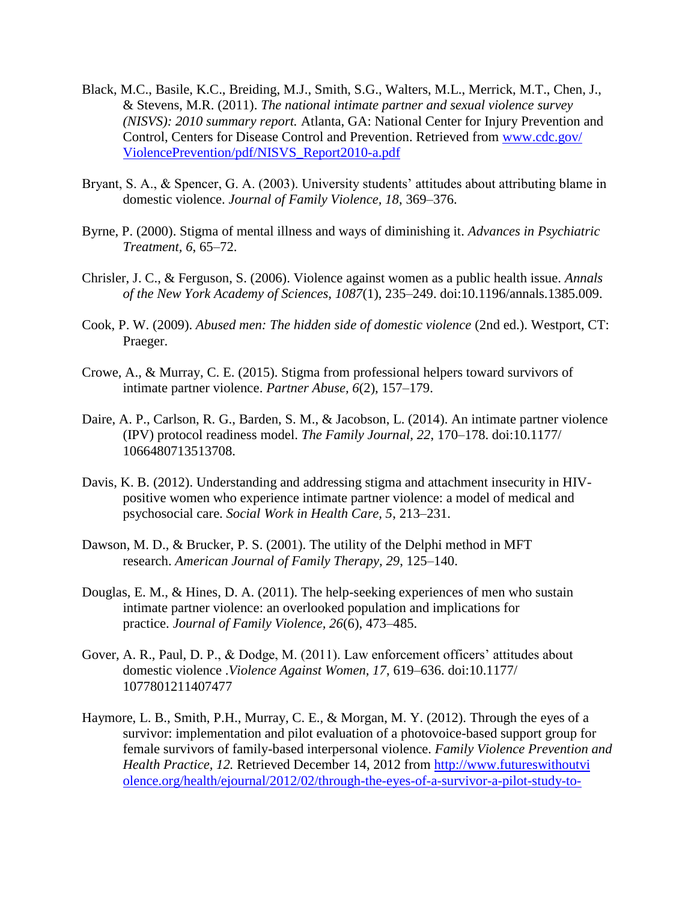Black, M.C., Basile, K.C., Breiding, M.J., Smith, S.G., Walters, M.L., Merrick, M.T., Chen, J., & Stevens, M.R. (2011). *The national intimate partner and sexual violence survey (NISVS): 2010 summary report.* Atlanta, GA: National Center for Injury Prevention and Control, Centers for Disease Control and Prevention. Retrieved from www.cdc.gov/ViolencePrevention/pdf/NISVS_Report2010-a.pdf

Bryant, S. A., & Spencer, G. A. (2003). University students' attitudes about attributing blame in domestic violence. *Journal of Family Violence, 18*, 369–376.

Byrne, P. (2000). Stigma of mental illness and ways of diminishing it. *Advances in Psychiatric Treatment, 6*, 65–72.

Chrisler, J. C., & Ferguson, S. (2006). Violence against women as a public health issue. *Annals of the New York Academy of Sciences, 1087*(1), 235–249. doi:10.1196/annals.1385.009.

Cook, P. W. (2009). *Abused men: The hidden side of domestic violence* (2nd ed.). Westport, CT: Praeger.

Crowe, A., & Murray, C. E. (2015). Stigma from professional helpers toward survivors of intimate partner violence. *Partner Abuse, 6*(2), 157–179.

Daire, A. P., Carlson, R. G., Barden, S. M., & Jacobson, L. (2014). An intimate partner violence (IPV) protocol readiness model. *The Family Journal, 22*, 170–178. doi:10.1177/1066480713513708.

Davis, K. B. (2012). Understanding and addressing stigma and attachment insecurity in HIV-positive women who experience intimate partner violence: a model of medical and psychosocial care. *Social Work in Health Care, 5*, 213–231.

Dawson, M. D., & Brucker, P. S. (2001). The utility of the Delphi method in MFT research. *American Journal of Family Therapy, 29*, 125–140.

Douglas, E. M., & Hines, D. A. (2011). The help-seeking experiences of men who sustain intimate partner violence: an overlooked population and implications for practice. *Journal of Family Violence, 26*(6), 473–485.

Gover, A. R., Paul, D. P., & Dodge, M. (2011). Law enforcement officers' attitudes about domestic violence .*Violence Against Women, 17*, 619–636. doi:10.1177/1077801211407477

Haymore, L. B., Smith, P.H., Murray, C. E., & Morgan, M. Y. (2012). Through the eyes of a survivor: implementation and pilot evaluation of a photovoice-based support group for female survivors of family-based interpersonal violence. *Family Violence Prevention and Health Practice, 12.* Retrieved December 14, 2012 from http://www.futureswithoutviolence.org/health/ejournal/2012/02/through-the-eyes-of-a-survivor-a-pilot-study-to-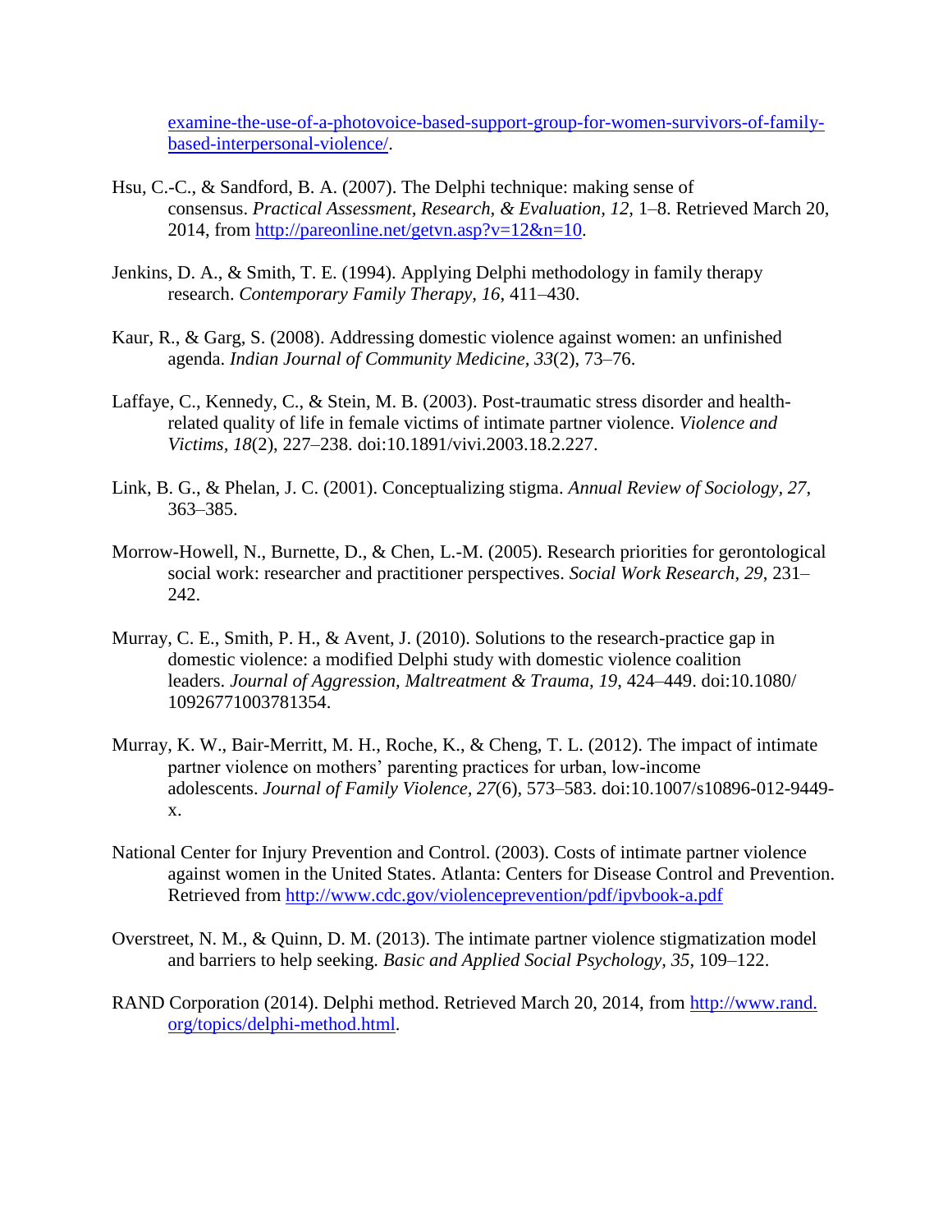examine-the-use-of-a-photovoice-based-support-group-for-women-survivors-of-family-based-interpersonal-violence/.

Hsu, C.-C., & Sandford, B. A. (2007). The Delphi technique: making sense of consensus. *Practical Assessment, Research, & Evaluation, 12*, 1–8. Retrieved March 20, 2014, from http://pareonline.net/getvn.asp?v=12&n=10.

Jenkins, D. A., & Smith, T. E. (1994). Applying Delphi methodology in family therapy research. *Contemporary Family Therapy, 16*, 411–430.

Kaur, R., & Garg, S. (2008). Addressing domestic violence against women: an unfinished agenda. *Indian Journal of Community Medicine, 33*(2), 73–76.

Laffaye, C., Kennedy, C., & Stein, M. B. (2003). Post-traumatic stress disorder and health-related quality of life in female victims of intimate partner violence. *Violence and Victims, 18*(2), 227–238. doi:10.1891/vivi.2003.18.2.227.

Link, B. G., & Phelan, J. C. (2001). Conceptualizing stigma. *Annual Review of Sociology, 27*, 363–385.

Morrow-Howell, N., Burnette, D., & Chen, L.-M. (2005). Research priorities for gerontological social work: researcher and practitioner perspectives. *Social Work Research, 29*, 231–242.

Murray, C. E., Smith, P. H., & Avent, J. (2010). Solutions to the research-practice gap in domestic violence: a modified Delphi study with domestic violence coalition leaders. *Journal of Aggression, Maltreatment & Trauma, 19*, 424–449. doi:10.1080/10926771003781354.

Murray, K. W., Bair-Merritt, M. H., Roche, K., & Cheng, T. L. (2012). The impact of intimate partner violence on mothers' parenting practices for urban, low-income adolescents. *Journal of Family Violence, 27*(6), 573–583. doi:10.1007/s10896-012-9449-x.

National Center for Injury Prevention and Control. (2003). Costs of intimate partner violence against women in the United States. Atlanta: Centers for Disease Control and Prevention. Retrieved from http://www.cdc.gov/violenceprevention/pdf/ipvbook-a.pdf

Overstreet, N. M., & Quinn, D. M. (2013). The intimate partner violence stigmatization model and barriers to help seeking. *Basic and Applied Social Psychology, 35*, 109–122.

RAND Corporation (2014). Delphi method. Retrieved March 20, 2014, from http://www.rand.org/topics/delphi-method.html.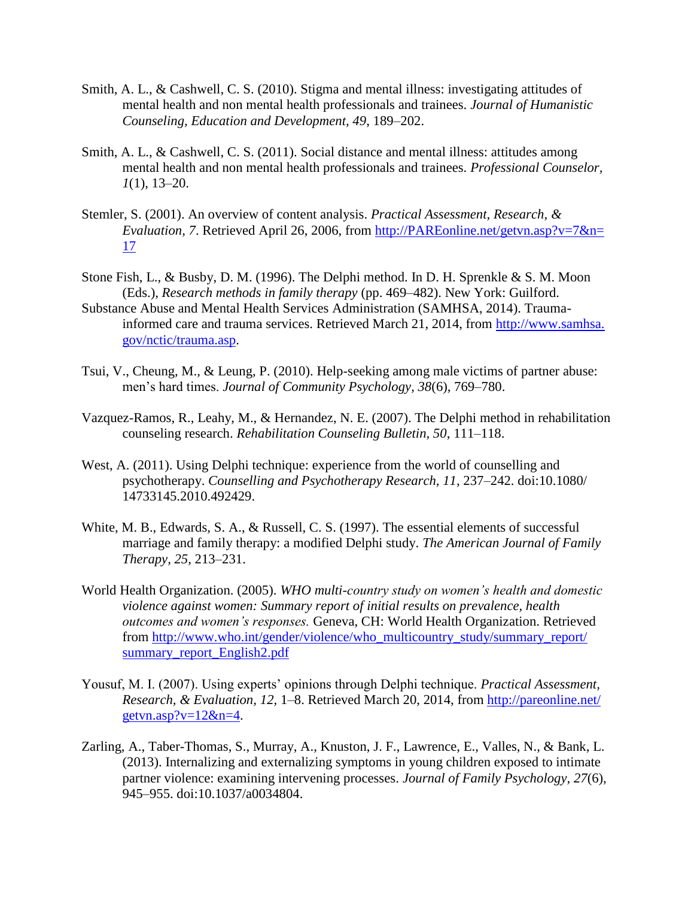Smith, A. L., & Cashwell, C. S. (2010). Stigma and mental illness: investigating attitudes of mental health and non mental health professionals and trainees. *Journal of Humanistic Counseling, Education and Development, 49*, 189–202.

Smith, A. L., & Cashwell, C. S. (2011). Social distance and mental illness: attitudes among mental health and non mental health professionals and trainees. *Professional Counselor, 1*(1), 13–20.

Stemler, S. (2001). An overview of content analysis. *Practical Assessment, Research, & Evaluation, 7*. Retrieved April 26, 2006, from http://PAREonline.net/getvn.asp?v=7&n=17

Stone Fish, L., & Busby, D. M. (1996). The Delphi method. In D. H. Sprenkle & S. M. Moon (Eds.), *Research methods in family therapy* (pp. 469–482). New York: Guilford.

Substance Abuse and Mental Health Services Administration (SAMHSA, 2014). Trauma-informed care and trauma services. Retrieved March 21, 2014, from http://www.samhsa.gov/nctic/trauma.asp.

Tsui, V., Cheung, M., & Leung, P. (2010). Help-seeking among male victims of partner abuse: men's hard times. *Journal of Community Psychology*, *38*(6), 769–780.

Vazquez-Ramos, R., Leahy, M., & Hernandez, N. E. (2007). The Delphi method in rehabilitation counseling research. *Rehabilitation Counseling Bulletin, 50*, 111–118.

West, A. (2011). Using Delphi technique: experience from the world of counselling and psychotherapy. *Counselling and Psychotherapy Research, 11*, 237–242. doi:10.1080/14733145.2010.492429.

White, M. B., Edwards, S. A., & Russell, C. S. (1997). The essential elements of successful marriage and family therapy: a modified Delphi study. *The American Journal of Family Therapy, 25*, 213–231.

World Health Organization. (2005). *WHO multi-country study on women's health and domestic violence against women: Summary report of initial results on prevalence, health outcomes and women's responses.* Geneva, CH: World Health Organization. Retrieved from http://www.who.int/gender/violence/who_multicountry_study/summary_report/summary_report_English2.pdf

Yousuf, M. I. (2007). Using experts' opinions through Delphi technique. *Practical Assessment, Research, & Evaluation, 12,* 1–8. Retrieved March 20, 2014, from http://pareonline.net/getvn.asp?v=12&n=4.

Zarling, A., Taber-Thomas, S., Murray, A., Knuston, J. F., Lawrence, E., Valles, N., & Bank, L. (2013). Internalizing and externalizing symptoms in young children exposed to intimate partner violence: examining intervening processes. *Journal of Family Psychology, 27*(6), 945–955. doi:10.1037/a0034804.